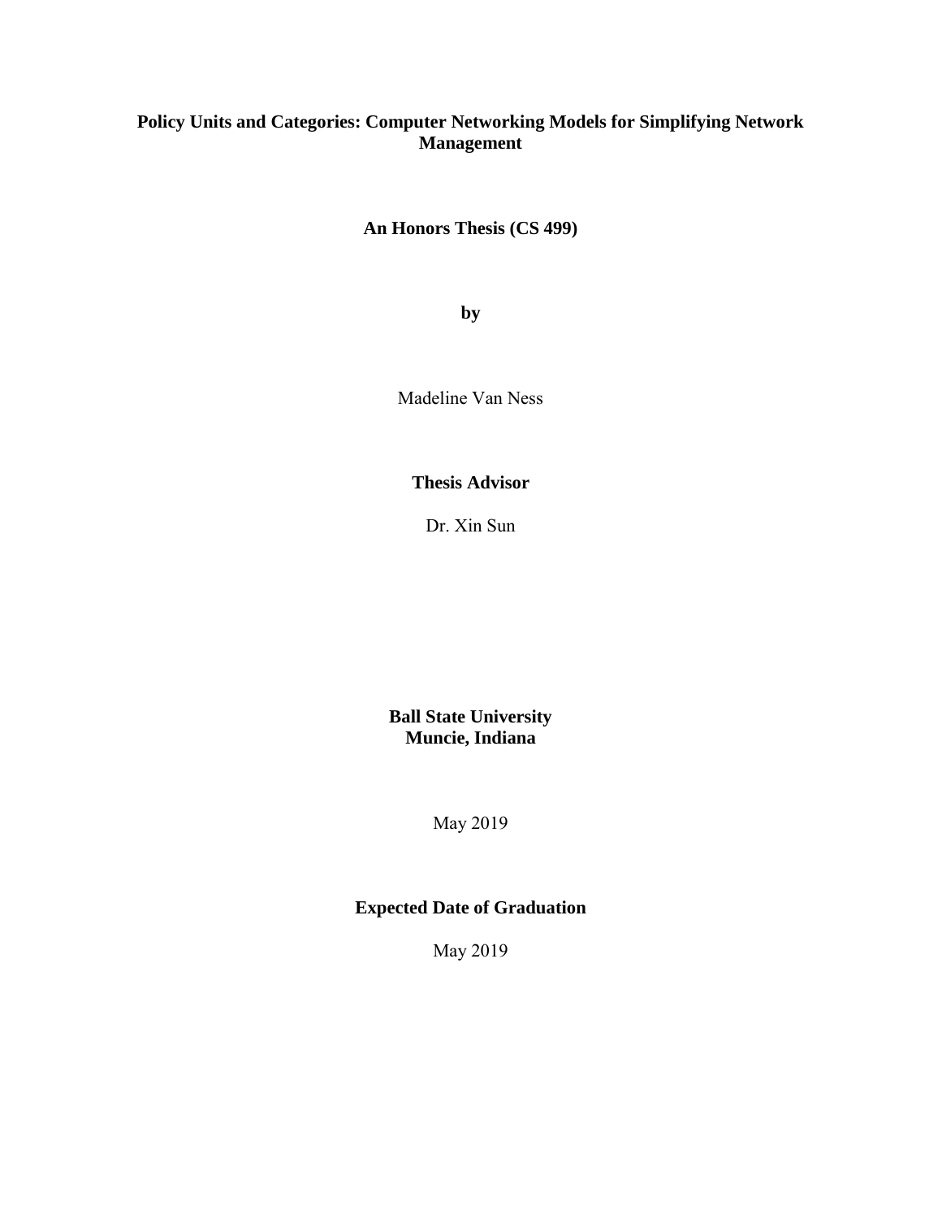# Policy Units and Categories: Computer Networking Models for Simplifying Network Management

**An Honors Thesis (CS 499)**

**by**

Madeline Van Ness

**Thesis Advisor**

Dr. Xin Sun

**Ball State University**
**Muncie, Indiana**

May 2019

**Expected Date of Graduation**

May 2019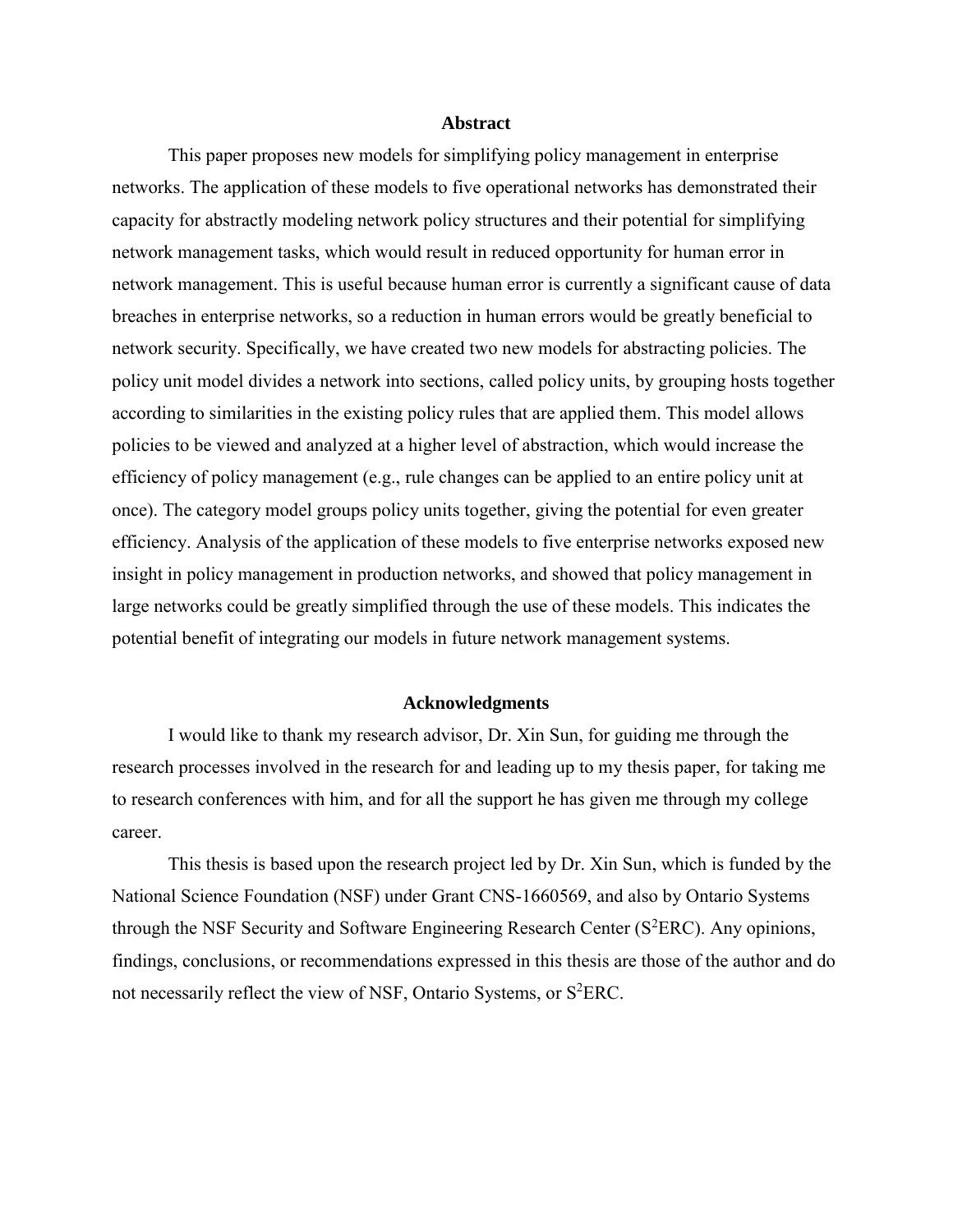## Abstract

This paper proposes new models for simplifying policy management in enterprise networks. The application of these models to five operational networks has demonstrated their capacity for abstractly modeling network policy structures and their potential for simplifying network management tasks, which would result in reduced opportunity for human error in network management. This is useful because human error is currently a significant cause of data breaches in enterprise networks, so a reduction in human errors would be greatly beneficial to network security. Specifically, we have created two new models for abstracting policies. The policy unit model divides a network into sections, called policy units, by grouping hosts together according to similarities in the existing policy rules that are applied them. This model allows policies to be viewed and analyzed at a higher level of abstraction, which would increase the efficiency of policy management (e.g., rule changes can be applied to an entire policy unit at once). The category model groups policy units together, giving the potential for even greater efficiency. Analysis of the application of these models to five enterprise networks exposed new insight in policy management in production networks, and showed that policy management in large networks could be greatly simplified through the use of these models. This indicates the potential benefit of integrating our models in future network management systems.

## Acknowledgments

I would like to thank my research advisor, Dr. Xin Sun, for guiding me through the research processes involved in the research for and leading up to my thesis paper, for taking me to research conferences with him, and for all the support he has given me through my college career.

This thesis is based upon the research project led by Dr. Xin Sun, which is funded by the National Science Foundation (NSF) under Grant CNS-1660569, and also by Ontario Systems through the NSF Security and Software Engineering Research Center ($S^2$ERC). Any opinions, findings, conclusions, or recommendations expressed in this thesis are those of the author and do not necessarily reflect the view of NSF, Ontario Systems, or $S^2$ERC.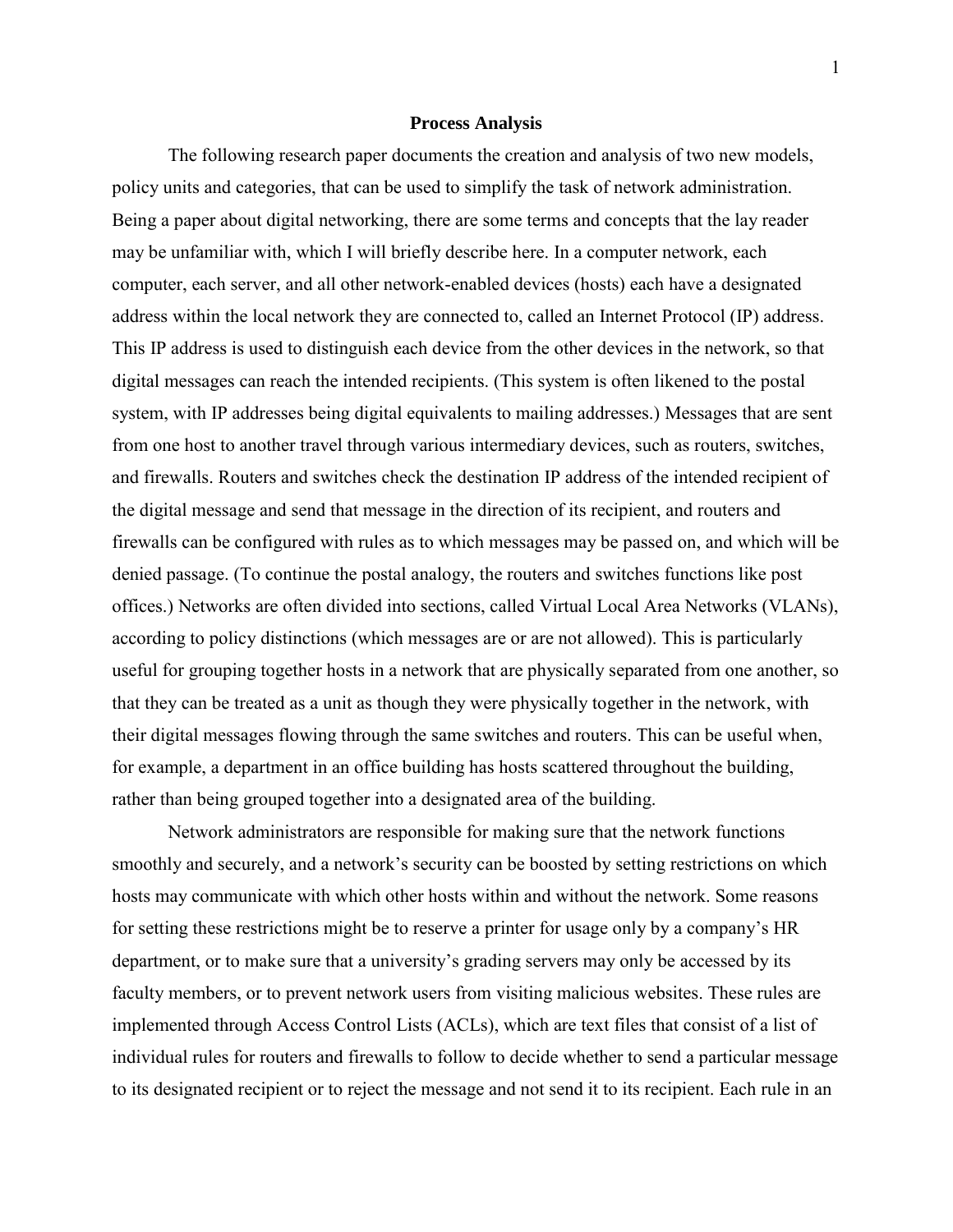## Process Analysis

The following research paper documents the creation and analysis of two new models, policy units and categories, that can be used to simplify the task of network administration. Being a paper about digital networking, there are some terms and concepts that the lay reader may be unfamiliar with, which I will briefly describe here. In a computer network, each computer, each server, and all other network-enabled devices (hosts) each have a designated address within the local network they are connected to, called an Internet Protocol (IP) address. This IP address is used to distinguish each device from the other devices in the network, so that digital messages can reach the intended recipients. (This system is often likened to the postal system, with IP addresses being digital equivalents to mailing addresses.) Messages that are sent from one host to another travel through various intermediary devices, such as routers, switches, and firewalls. Routers and switches check the destination IP address of the intended recipient of the digital message and send that message in the direction of its recipient, and routers and firewalls can be configured with rules as to which messages may be passed on, and which will be denied passage. (To continue the postal analogy, the routers and switches functions like post offices.) Networks are often divided into sections, called Virtual Local Area Networks (VLANs), according to policy distinctions (which messages are or are not allowed). This is particularly useful for grouping together hosts in a network that are physically separated from one another, so that they can be treated as a unit as though they were physically together in the network, with their digital messages flowing through the same switches and routers. This can be useful when, for example, a department in an office building has hosts scattered throughout the building, rather than being grouped together into a designated area of the building.

Network administrators are responsible for making sure that the network functions smoothly and securely, and a network's security can be boosted by setting restrictions on which hosts may communicate with which other hosts within and without the network. Some reasons for setting these restrictions might be to reserve a printer for usage only by a company's HR department, or to make sure that a university's grading servers may only be accessed by its faculty members, or to prevent network users from visiting malicious websites. These rules are implemented through Access Control Lists (ACLs), which are text files that consist of a list of individual rules for routers and firewalls to follow to decide whether to send a particular message to its designated recipient or to reject the message and not send it to its recipient. Each rule in an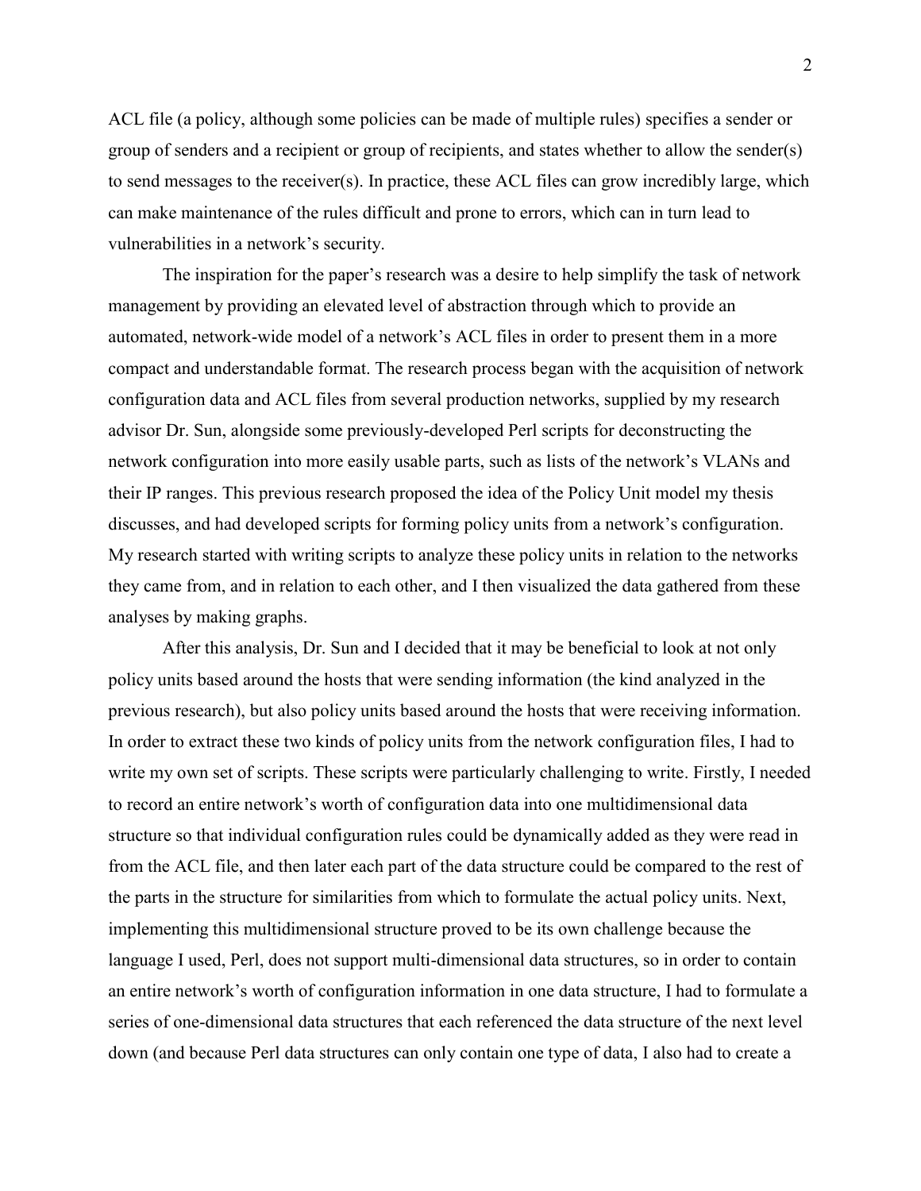ACL file (a policy, although some policies can be made of multiple rules) specifies a sender or group of senders and a recipient or group of recipients, and states whether to allow the sender(s) to send messages to the receiver(s). In practice, these ACL files can grow incredibly large, which can make maintenance of the rules difficult and prone to errors, which can in turn lead to vulnerabilities in a network's security.

The inspiration for the paper's research was a desire to help simplify the task of network management by providing an elevated level of abstraction through which to provide an automated, network-wide model of a network's ACL files in order to present them in a more compact and understandable format. The research process began with the acquisition of network configuration data and ACL files from several production networks, supplied by my research advisor Dr. Sun, alongside some previously-developed Perl scripts for deconstructing the network configuration into more easily usable parts, such as lists of the network's VLANs and their IP ranges. This previous research proposed the idea of the Policy Unit model my thesis discusses, and had developed scripts for forming policy units from a network's configuration. My research started with writing scripts to analyze these policy units in relation to the networks they came from, and in relation to each other, and I then visualized the data gathered from these analyses by making graphs.

After this analysis, Dr. Sun and I decided that it may be beneficial to look at not only policy units based around the hosts that were sending information (the kind analyzed in the previous research), but also policy units based around the hosts that were receiving information. In order to extract these two kinds of policy units from the network configuration files, I had to write my own set of scripts. These scripts were particularly challenging to write. Firstly, I needed to record an entire network's worth of configuration data into one multidimensional data structure so that individual configuration rules could be dynamically added as they were read in from the ACL file, and then later each part of the data structure could be compared to the rest of the parts in the structure for similarities from which to formulate the actual policy units. Next, implementing this multidimensional structure proved to be its own challenge because the language I used, Perl, does not support multi-dimensional data structures, so in order to contain an entire network's worth of configuration information in one data structure, I had to formulate a series of one-dimensional data structures that each referenced the data structure of the next level down (and because Perl data structures can only contain one type of data, I also had to create a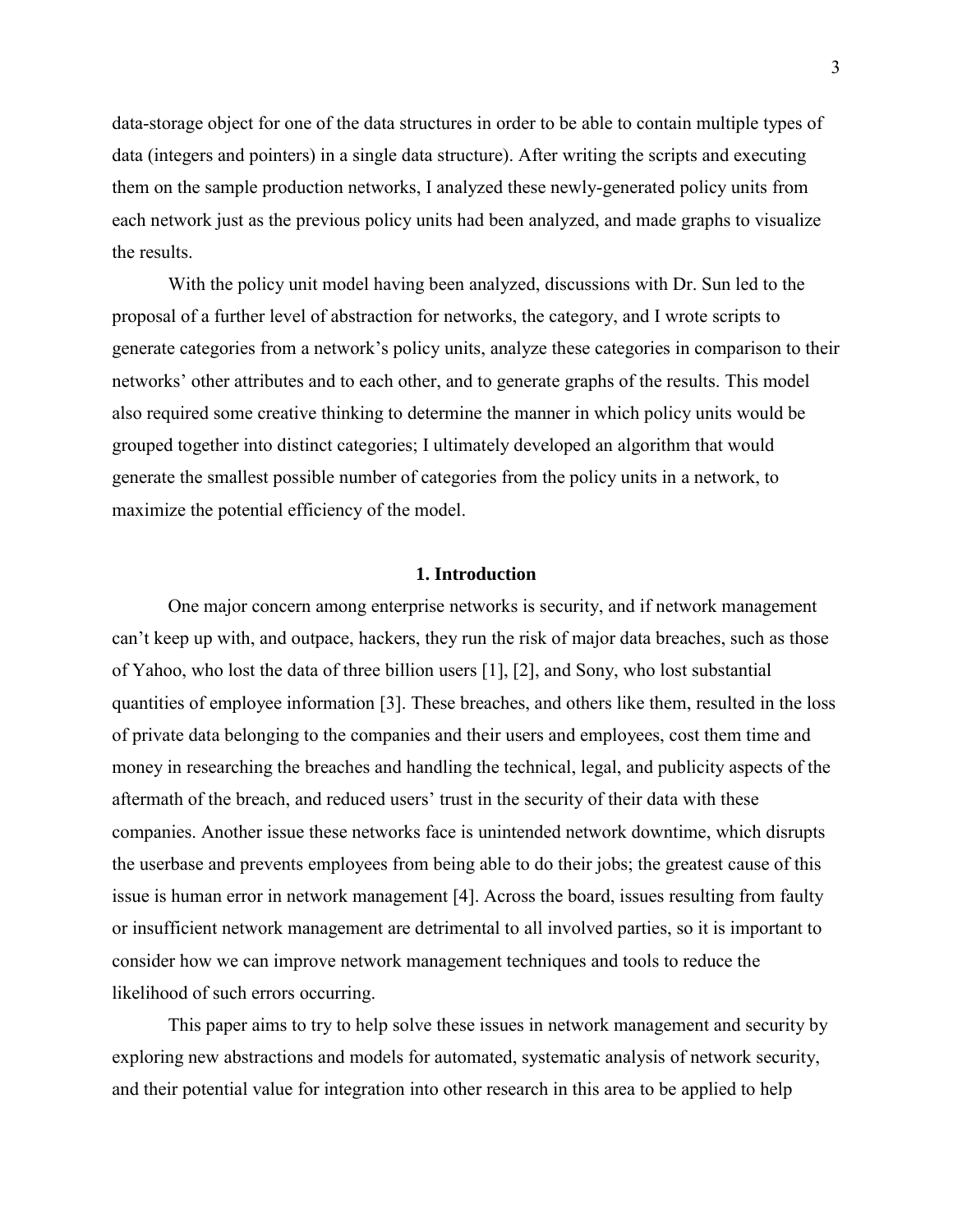data-storage object for one of the data structures in order to be able to contain multiple types of data (integers and pointers) in a single data structure). After writing the scripts and executing them on the sample production networks, I analyzed these newly-generated policy units from each network just as the previous policy units had been analyzed, and made graphs to visualize the results.

With the policy unit model having been analyzed, discussions with Dr. Sun led to the proposal of a further level of abstraction for networks, the category, and I wrote scripts to generate categories from a network's policy units, analyze these categories in comparison to their networks' other attributes and to each other, and to generate graphs of the results. This model also required some creative thinking to determine the manner in which policy units would be grouped together into distinct categories; I ultimately developed an algorithm that would generate the smallest possible number of categories from the policy units in a network, to maximize the potential efficiency of the model.

## 1. Introduction

One major concern among enterprise networks is security, and if network management can't keep up with, and outpace, hackers, they run the risk of major data breaches, such as those of Yahoo, who lost the data of three billion users [1], [2], and Sony, who lost substantial quantities of employee information [3]. These breaches, and others like them, resulted in the loss of private data belonging to the companies and their users and employees, cost them time and money in researching the breaches and handling the technical, legal, and publicity aspects of the aftermath of the breach, and reduced users' trust in the security of their data with these companies. Another issue these networks face is unintended network downtime, which disrupts the userbase and prevents employees from being able to do their jobs; the greatest cause of this issue is human error in network management [4]. Across the board, issues resulting from faulty or insufficient network management are detrimental to all involved parties, so it is important to consider how we can improve network management techniques and tools to reduce the likelihood of such errors occurring.

This paper aims to try to help solve these issues in network management and security by exploring new abstractions and models for automated, systematic analysis of network security, and their potential value for integration into other research in this area to be applied to help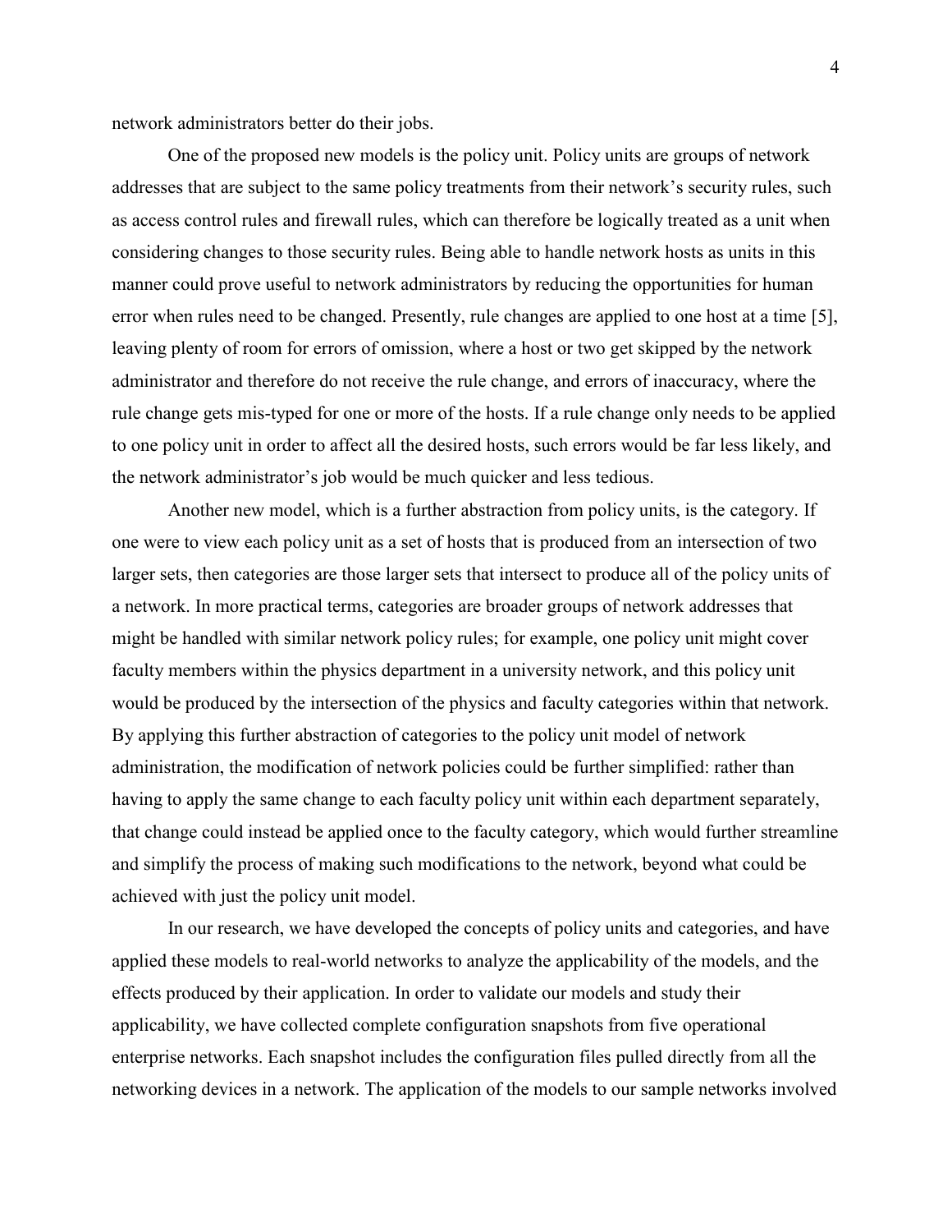network administrators better do their jobs.

One of the proposed new models is the policy unit. Policy units are groups of network addresses that are subject to the same policy treatments from their network's security rules, such as access control rules and firewall rules, which can therefore be logically treated as a unit when considering changes to those security rules. Being able to handle network hosts as units in this manner could prove useful to network administrators by reducing the opportunities for human error when rules need to be changed. Presently, rule changes are applied to one host at a time [5], leaving plenty of room for errors of omission, where a host or two get skipped by the network administrator and therefore do not receive the rule change, and errors of inaccuracy, where the rule change gets mis-typed for one or more of the hosts. If a rule change only needs to be applied to one policy unit in order to affect all the desired hosts, such errors would be far less likely, and the network administrator's job would be much quicker and less tedious.

Another new model, which is a further abstraction from policy units, is the category. If one were to view each policy unit as a set of hosts that is produced from an intersection of two larger sets, then categories are those larger sets that intersect to produce all of the policy units of a network. In more practical terms, categories are broader groups of network addresses that might be handled with similar network policy rules; for example, one policy unit might cover faculty members within the physics department in a university network, and this policy unit would be produced by the intersection of the physics and faculty categories within that network. By applying this further abstraction of categories to the policy unit model of network administration, the modification of network policies could be further simplified: rather than having to apply the same change to each faculty policy unit within each department separately, that change could instead be applied once to the faculty category, which would further streamline and simplify the process of making such modifications to the network, beyond what could be achieved with just the policy unit model.

In our research, we have developed the concepts of policy units and categories, and have applied these models to real-world networks to analyze the applicability of the models, and the effects produced by their application. In order to validate our models and study their applicability, we have collected complete configuration snapshots from five operational enterprise networks. Each snapshot includes the configuration files pulled directly from all the networking devices in a network. The application of the models to our sample networks involved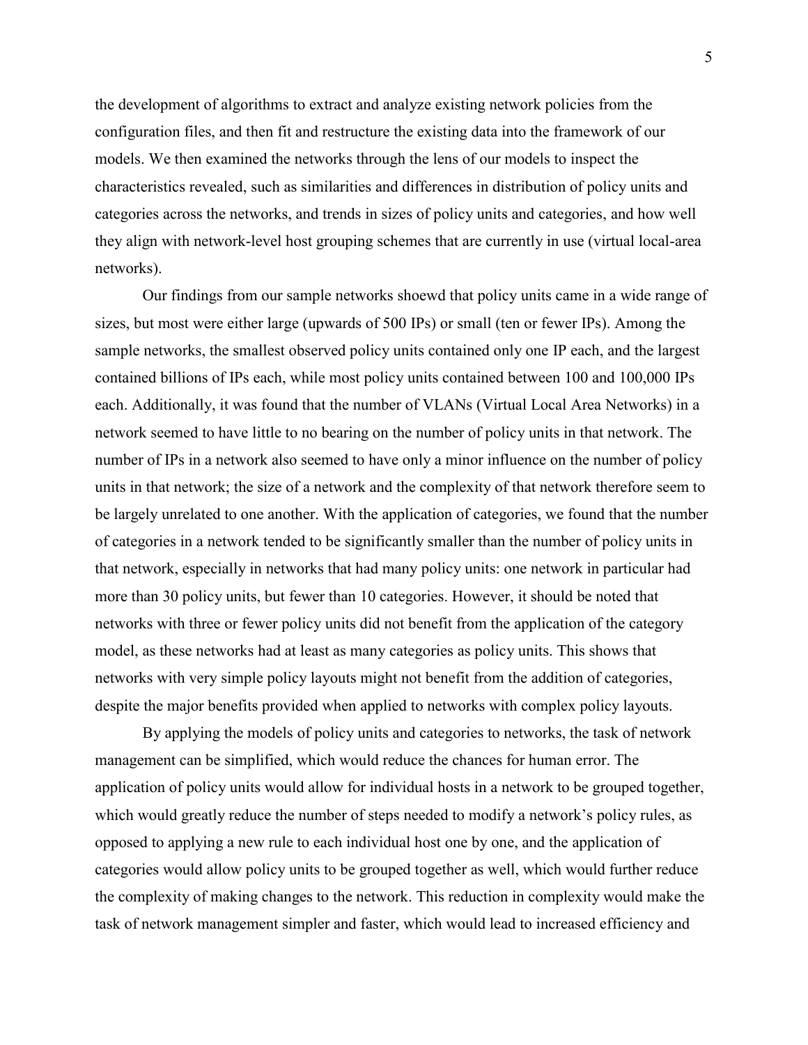the development of algorithms to extract and analyze existing network policies from the configuration files, and then fit and restructure the existing data into the framework of our models. We then examined the networks through the lens of our models to inspect the characteristics revealed, such as similarities and differences in distribution of policy units and categories across the networks, and trends in sizes of policy units and categories, and how well they align with network-level host grouping schemes that are currently in use (virtual local-area networks).

Our findings from our sample networks shoewd that policy units came in a wide range of sizes, but most were either large (upwards of 500 IPs) or small (ten or fewer IPs). Among the sample networks, the smallest observed policy units contained only one IP each, and the largest contained billions of IPs each, while most policy units contained between 100 and 100,000 IPs each. Additionally, it was found that the number of VLANs (Virtual Local Area Networks) in a network seemed to have little to no bearing on the number of policy units in that network. The number of IPs in a network also seemed to have only a minor influence on the number of policy units in that network; the size of a network and the complexity of that network therefore seem to be largely unrelated to one another. With the application of categories, we found that the number of categories in a network tended to be significantly smaller than the number of policy units in that network, especially in networks that had many policy units: one network in particular had more than 30 policy units, but fewer than 10 categories. However, it should be noted that networks with three or fewer policy units did not benefit from the application of the category model, as these networks had at least as many categories as policy units. This shows that networks with very simple policy layouts might not benefit from the addition of categories, despite the major benefits provided when applied to networks with complex policy layouts.

By applying the models of policy units and categories to networks, the task of network management can be simplified, which would reduce the chances for human error. The application of policy units would allow for individual hosts in a network to be grouped together, which would greatly reduce the number of steps needed to modify a network's policy rules, as opposed to applying a new rule to each individual host one by one, and the application of categories would allow policy units to be grouped together as well, which would further reduce the complexity of making changes to the network. This reduction in complexity would make the task of network management simpler and faster, which would lead to increased efficiency and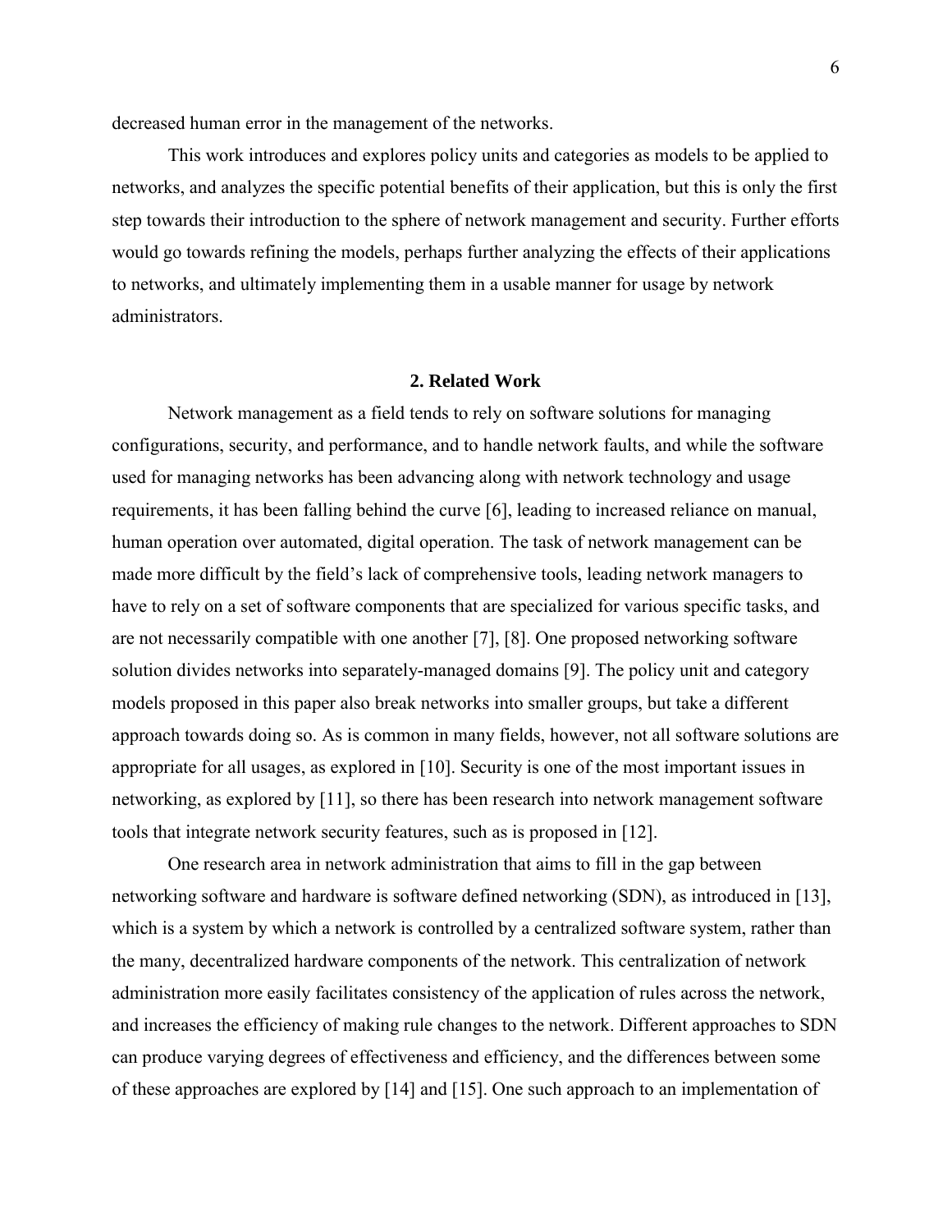decreased human error in the management of the networks.

This work introduces and explores policy units and categories as models to be applied to networks, and analyzes the specific potential benefits of their application, but this is only the first step towards their introduction to the sphere of network management and security. Further efforts would go towards refining the models, perhaps further analyzing the effects of their applications to networks, and ultimately implementing them in a usable manner for usage by network administrators.

## 2. Related Work

Network management as a field tends to rely on software solutions for managing configurations, security, and performance, and to handle network faults, and while the software used for managing networks has been advancing along with network technology and usage requirements, it has been falling behind the curve [6], leading to increased reliance on manual, human operation over automated, digital operation. The task of network management can be made more difficult by the field's lack of comprehensive tools, leading network managers to have to rely on a set of software components that are specialized for various specific tasks, and are not necessarily compatible with one another [7], [8]. One proposed networking software solution divides networks into separately-managed domains [9]. The policy unit and category models proposed in this paper also break networks into smaller groups, but take a different approach towards doing so. As is common in many fields, however, not all software solutions are appropriate for all usages, as explored in [10]. Security is one of the most important issues in networking, as explored by [11], so there has been research into network management software tools that integrate network security features, such as is proposed in [12].

One research area in network administration that aims to fill in the gap between networking software and hardware is software defined networking (SDN), as introduced in [13], which is a system by which a network is controlled by a centralized software system, rather than the many, decentralized hardware components of the network. This centralization of network administration more easily facilitates consistency of the application of rules across the network, and increases the efficiency of making rule changes to the network. Different approaches to SDN can produce varying degrees of effectiveness and efficiency, and the differences between some of these approaches are explored by [14] and [15]. One such approach to an implementation of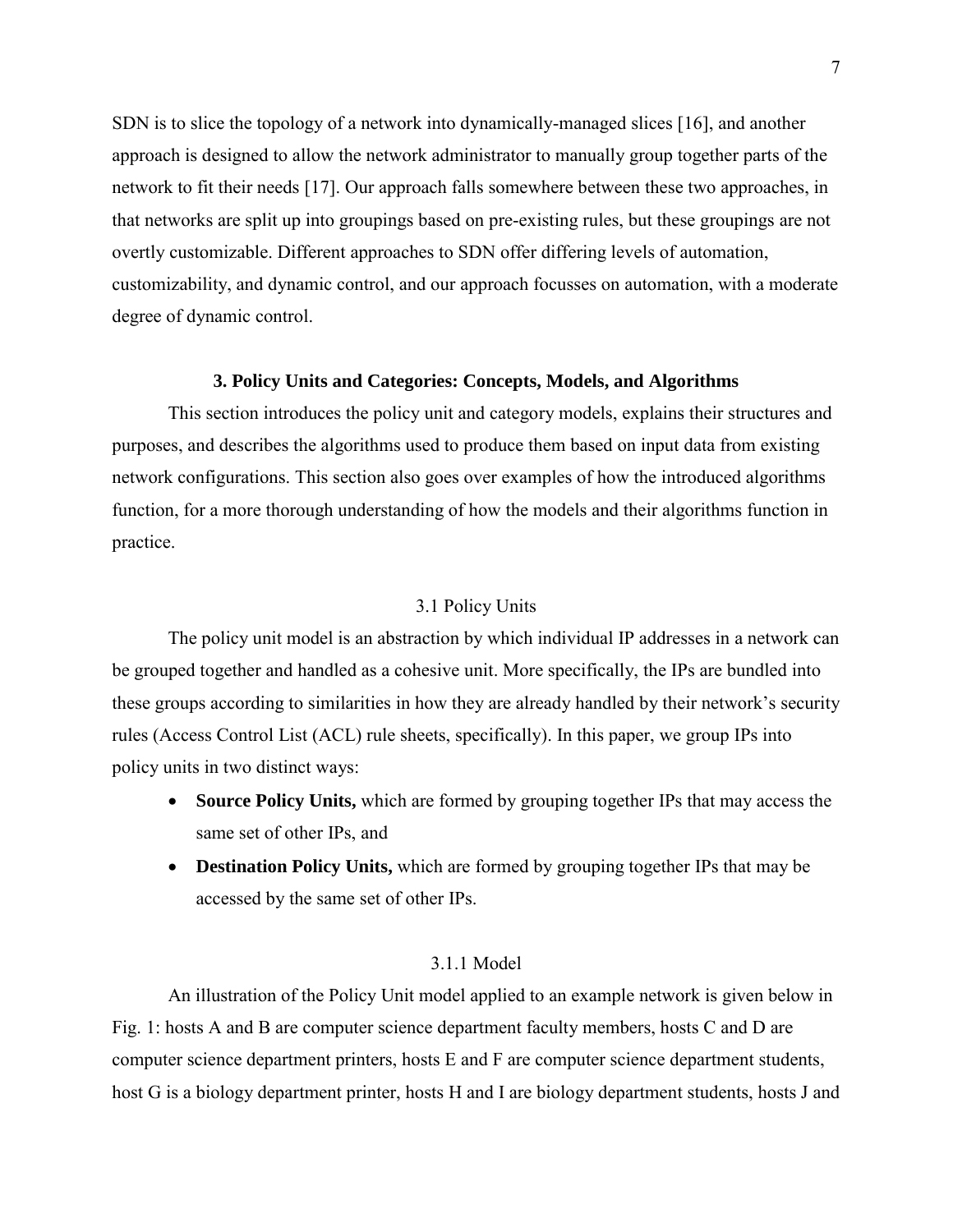SDN is to slice the topology of a network into dynamically-managed slices [16], and another approach is designed to allow the network administrator to manually group together parts of the network to fit their needs [17]. Our approach falls somewhere between these two approaches, in that networks are split up into groupings based on pre-existing rules, but these groupings are not overtly customizable. Different approaches to SDN offer differing levels of automation, customizability, and dynamic control, and our approach focusses on automation, with a moderate degree of dynamic control.

## 3. Policy Units and Categories: Concepts, Models, and Algorithms

This section introduces the policy unit and category models, explains their structures and purposes, and describes the algorithms used to produce them based on input data from existing network configurations. This section also goes over examples of how the introduced algorithms function, for a more thorough understanding of how the models and their algorithms function in practice.

### 3.1 Policy Units

The policy unit model is an abstraction by which individual IP addresses in a network can be grouped together and handled as a cohesive unit. More specifically, the IPs are bundled into these groups according to similarities in how they are already handled by their network's security rules (Access Control List (ACL) rule sheets, specifically). In this paper, we group IPs into policy units in two distinct ways:

- **Source Policy Units,** which are formed by grouping together IPs that may access the same set of other IPs, and
- **Destination Policy Units,** which are formed by grouping together IPs that may be accessed by the same set of other IPs.

#### 3.1.1 Model

An illustration of the Policy Unit model applied to an example network is given below in Fig. 1: hosts A and B are computer science department faculty members, hosts C and D are computer science department printers, hosts E and F are computer science department students, host G is a biology department printer, hosts H and I are biology department students, hosts J and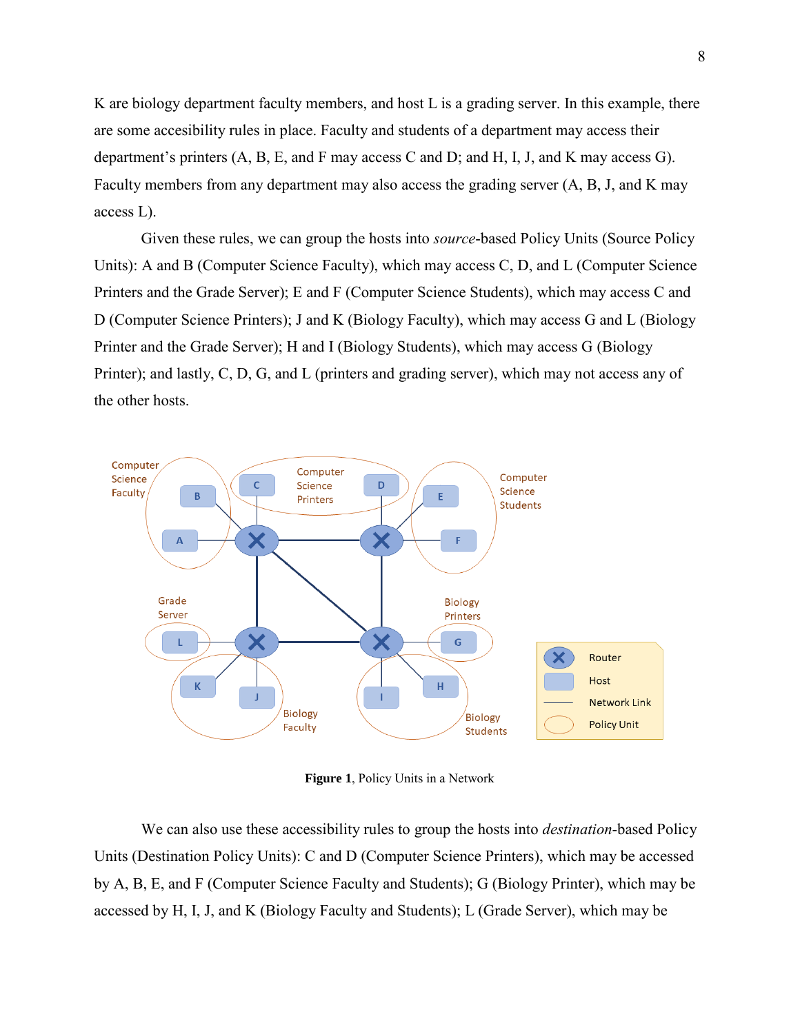K are biology department faculty members, and host L is a grading server. In this example, there are some accesibility rules in place. Faculty and students of a department may access their department's printers (A, B, E, and F may access C and D; and H, I, J, and K may access G). Faculty members from any department may also access the grading server (A, B, J, and K may access L).

Given these rules, we can group the hosts into *source*-based Policy Units (Source Policy Units): A and B (Computer Science Faculty), which may access C, D, and L (Computer Science Printers and the Grade Server); E and F (Computer Science Students), which may access C and D (Computer Science Printers); J and K (Biology Faculty), which may access G and L (Biology Printer and the Grade Server); H and I (Biology Students), which may access G (Biology Printer); and lastly, C, D, G, and L (printers and grading server), which may not access any of the other hosts.

**Figure 1**, Policy Units in a Network

We can also use these accessibility rules to group the hosts into *destination*-based Policy Units (Destination Policy Units): C and D (Computer Science Printers), which may be accessed by A, B, E, and F (Computer Science Faculty and Students); G (Biology Printer), which may be accessed by H, I, J, and K (Biology Faculty and Students); L (Grade Server), which may be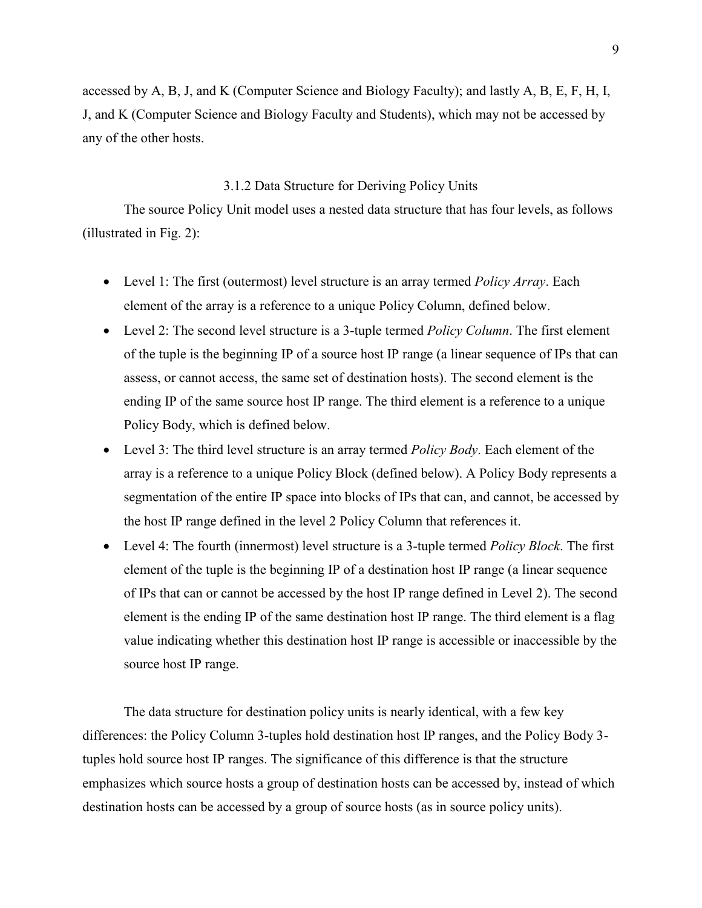accessed by A, B, J, and K (Computer Science and Biology Faculty); and lastly A, B, E, F, H, I, J, and K (Computer Science and Biology Faculty and Students), which may not be accessed by any of the other hosts.

### 3.1.2 Data Structure for Deriving Policy Units

The source Policy Unit model uses a nested data structure that has four levels, as follows (illustrated in Fig. 2):

- Level 1: The first (outermost) level structure is an array termed *Policy Array*. Each element of the array is a reference to a unique Policy Column, defined below.
- Level 2: The second level structure is a 3-tuple termed *Policy Column*. The first element of the tuple is the beginning IP of a source host IP range (a linear sequence of IPs that can assess, or cannot access, the same set of destination hosts). The second element is the ending IP of the same source host IP range. The third element is a reference to a unique Policy Body, which is defined below.
- Level 3: The third level structure is an array termed *Policy Body*. Each element of the array is a reference to a unique Policy Block (defined below). A Policy Body represents a segmentation of the entire IP space into blocks of IPs that can, and cannot, be accessed by the host IP range defined in the level 2 Policy Column that references it.
- Level 4: The fourth (innermost) level structure is a 3-tuple termed *Policy Block*. The first element of the tuple is the beginning IP of a destination host IP range (a linear sequence of IPs that can or cannot be accessed by the host IP range defined in Level 2). The second element is the ending IP of the same destination host IP range. The third element is a flag value indicating whether this destination host IP range is accessible or inaccessible by the source host IP range.

The data structure for destination policy units is nearly identical, with a few key differences: the Policy Column 3-tuples hold destination host IP ranges, and the Policy Body 3-tuples hold source host IP ranges. The significance of this difference is that the structure emphasizes which source hosts a group of destination hosts can be accessed by, instead of which destination hosts can be accessed by a group of source hosts (as in source policy units).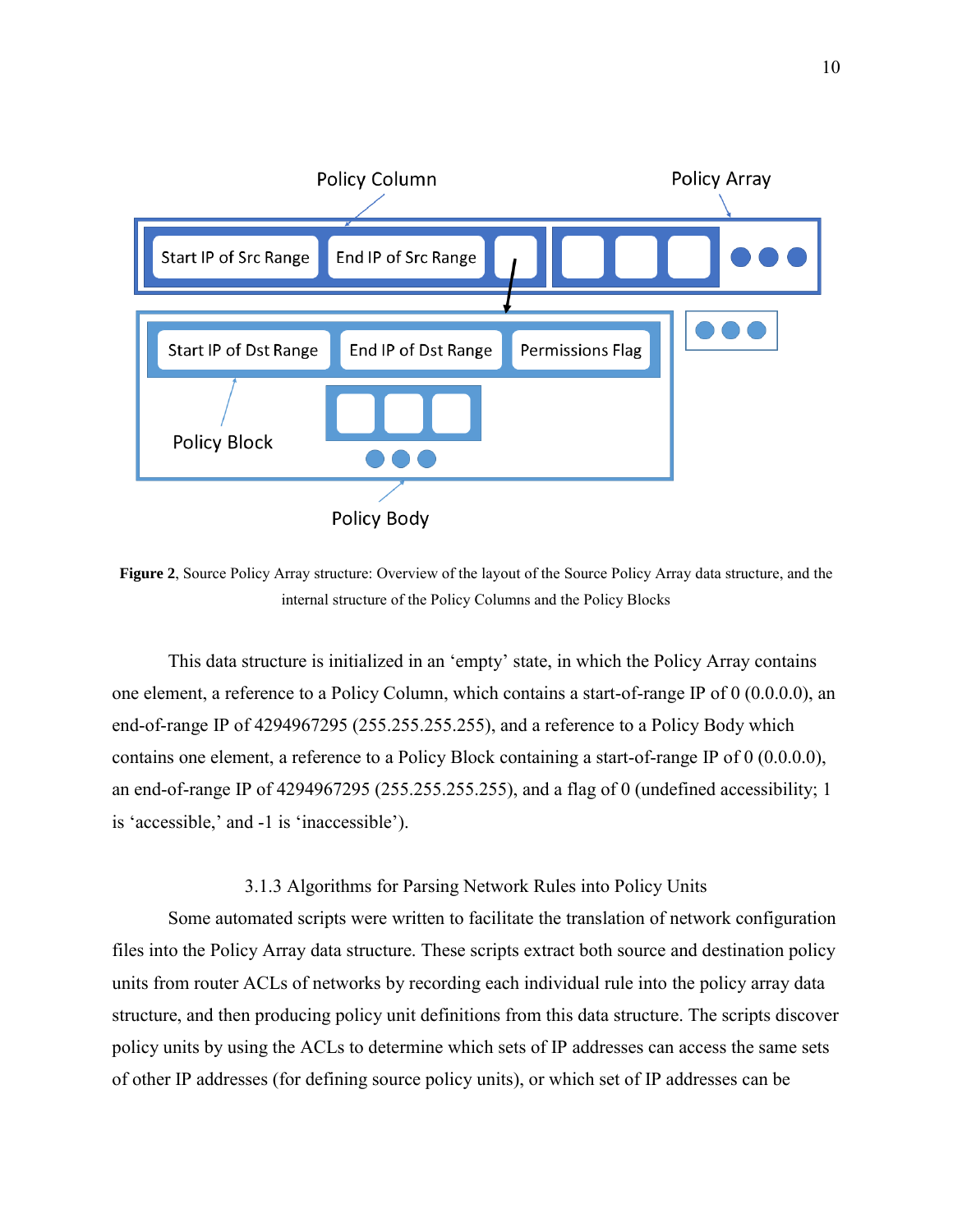**Figure 2**, Source Policy Array structure: Overview of the layout of the Source Policy Array data structure, and the internal structure of the Policy Columns and the Policy Blocks

This data structure is initialized in an 'empty' state, in which the Policy Array contains one element, a reference to a Policy Column, which contains a start-of-range IP of 0 (0.0.0.0), an end-of-range IP of 4294967295 (255.255.255.255), and a reference to a Policy Body which contains one element, a reference to a Policy Block containing a start-of-range IP of 0 (0.0.0.0), an end-of-range IP of 4294967295 (255.255.255.255), and a flag of 0 (undefined accessibility; 1 is 'accessible,' and -1 is 'inaccessible').

### 3.1.3 Algorithms for Parsing Network Rules into Policy Units

Some automated scripts were written to facilitate the translation of network configuration files into the Policy Array data structure. These scripts extract both source and destination policy units from router ACLs of networks by recording each individual rule into the policy array data structure, and then producing policy unit definitions from this data structure. The scripts discover policy units by using the ACLs to determine which sets of IP addresses can access the same sets of other IP addresses (for defining source policy units), or which set of IP addresses can be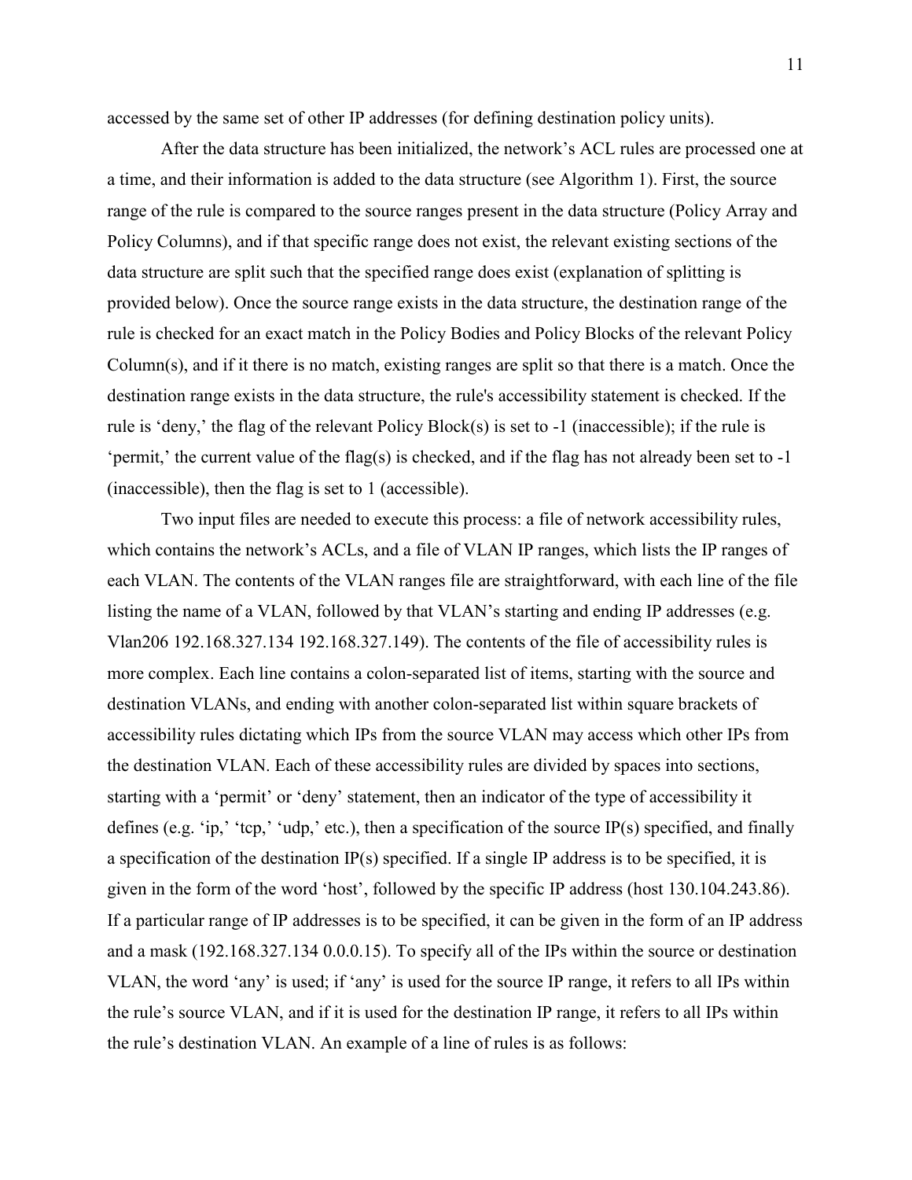accessed by the same set of other IP addresses (for defining destination policy units).

After the data structure has been initialized, the network's ACL rules are processed one at a time, and their information is added to the data structure (see Algorithm 1). First, the source range of the rule is compared to the source ranges present in the data structure (Policy Array and Policy Columns), and if that specific range does not exist, the relevant existing sections of the data structure are split such that the specified range does exist (explanation of splitting is provided below). Once the source range exists in the data structure, the destination range of the rule is checked for an exact match in the Policy Bodies and Policy Blocks of the relevant Policy Column(s), and if it there is no match, existing ranges are split so that there is a match. Once the destination range exists in the data structure, the rule's accessibility statement is checked. If the rule is 'deny,' the flag of the relevant Policy Block(s) is set to -1 (inaccessible); if the rule is 'permit,' the current value of the flag(s) is checked, and if the flag has not already been set to -1 (inaccessible), then the flag is set to 1 (accessible).

Two input files are needed to execute this process: a file of network accessibility rules, which contains the network's ACLs, and a file of VLAN IP ranges, which lists the IP ranges of each VLAN. The contents of the VLAN ranges file are straightforward, with each line of the file listing the name of a VLAN, followed by that VLAN's starting and ending IP addresses (e.g. Vlan206 192.168.327.134 192.168.327.149). The contents of the file of accessibility rules is more complex. Each line contains a colon-separated list of items, starting with the source and destination VLANs, and ending with another colon-separated list within square brackets of accessibility rules dictating which IPs from the source VLAN may access which other IPs from the destination VLAN. Each of these accessibility rules are divided by spaces into sections, starting with a 'permit' or 'deny' statement, then an indicator of the type of accessibility it defines (e.g. 'ip,' 'tcp,' 'udp,' etc.), then a specification of the source IP(s) specified, and finally a specification of the destination IP(s) specified. If a single IP address is to be specified, it is given in the form of the word 'host', followed by the specific IP address (host 130.104.243.86). If a particular range of IP addresses is to be specified, it can be given in the form of an IP address and a mask (192.168.327.134 0.0.0.15). To specify all of the IPs within the source or destination VLAN, the word 'any' is used; if 'any' is used for the source IP range, it refers to all IPs within the rule's source VLAN, and if it is used for the destination IP range, it refers to all IPs within the rule's destination VLAN. An example of a line of rules is as follows: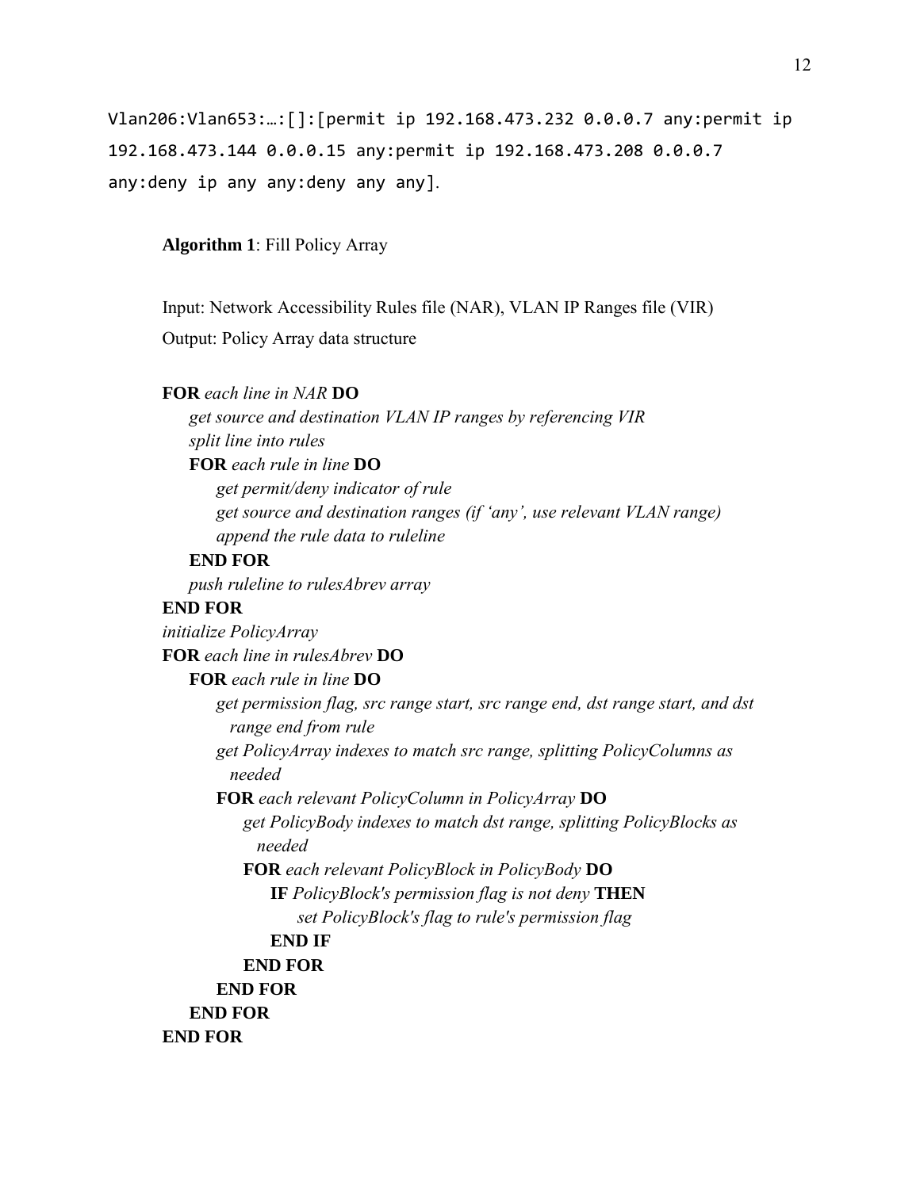`Vlan206:Vlan653:…:[]:[permit ip 192.168.473.232 0.0.0.7 any:permit ip 192.168.473.144 0.0.0.15 any:permit ip 192.168.473.208 0.0.0.7 any:deny ip any any:deny any any]`.

**Algorithm 1**: Fill Policy Array

Input: Network Accessibility Rules file (NAR), VLAN IP Ranges file (VIR)
Output: Policy Array data structure

```
FOR each line in NAR DO
    get source and destination VLAN IP ranges by referencing VIR
    split line into rules
    FOR each rule in line DO
        get permit/deny indicator of rule
        get source and destination ranges (if 'any', use relevant VLAN range)
        append the rule data to ruleline
    END FOR
    push ruleline to rulesAbrev array
END FOR
initialize PolicyArray
FOR each line in rulesAbrev DO
    FOR each rule in line DO
        get permission flag, src range start, src range end, dst range start, and dst
          range end from rule
        get PolicyArray indexes to match src range, splitting PolicyColumns as
          needed
        FOR each relevant PolicyColumn in PolicyArray DO
            get PolicyBody indexes to match dst range, splitting PolicyBlocks as
              needed
            FOR each relevant PolicyBlock in PolicyBody DO
                IF PolicyBlock's permission flag is not deny THEN
                    set PolicyBlock's flag to rule's permission flag
                END IF
            END FOR
        END FOR
    END FOR
END FOR
```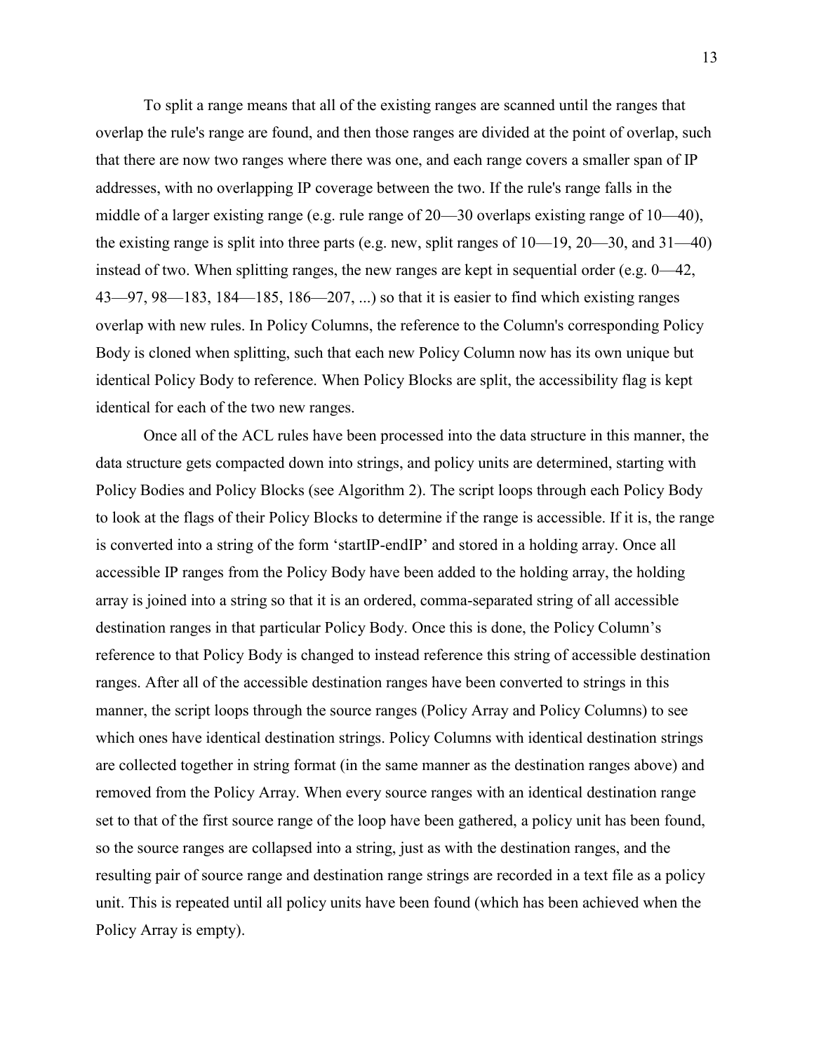To split a range means that all of the existing ranges are scanned until the ranges that overlap the rule's range are found, and then those ranges are divided at the point of overlap, such that there are now two ranges where there was one, and each range covers a smaller span of IP addresses, with no overlapping IP coverage between the two. If the rule's range falls in the middle of a larger existing range (e.g. rule range of 20—30 overlaps existing range of 10—40), the existing range is split into three parts (e.g. new, split ranges of 10—19, 20—30, and 31—40) instead of two. When splitting ranges, the new ranges are kept in sequential order (e.g. 0—42, 43—97, 98—183, 184—185, 186—207, ...) so that it is easier to find which existing ranges overlap with new rules. In Policy Columns, the reference to the Column's corresponding Policy Body is cloned when splitting, such that each new Policy Column now has its own unique but identical Policy Body to reference. When Policy Blocks are split, the accessibility flag is kept identical for each of the two new ranges.

Once all of the ACL rules have been processed into the data structure in this manner, the data structure gets compacted down into strings, and policy units are determined, starting with Policy Bodies and Policy Blocks (see Algorithm 2). The script loops through each Policy Body to look at the flags of their Policy Blocks to determine if the range is accessible. If it is, the range is converted into a string of the form 'startIP-endIP' and stored in a holding array. Once all accessible IP ranges from the Policy Body have been added to the holding array, the holding array is joined into a string so that it is an ordered, comma-separated string of all accessible destination ranges in that particular Policy Body. Once this is done, the Policy Column's reference to that Policy Body is changed to instead reference this string of accessible destination ranges. After all of the accessible destination ranges have been converted to strings in this manner, the script loops through the source ranges (Policy Array and Policy Columns) to see which ones have identical destination strings. Policy Columns with identical destination strings are collected together in string format (in the same manner as the destination ranges above) and removed from the Policy Array. When every source ranges with an identical destination range set to that of the first source range of the loop have been gathered, a policy unit has been found, so the source ranges are collapsed into a string, just as with the destination ranges, and the resulting pair of source range and destination range strings are recorded in a text file as a policy unit. This is repeated until all policy units have been found (which has been achieved when the Policy Array is empty).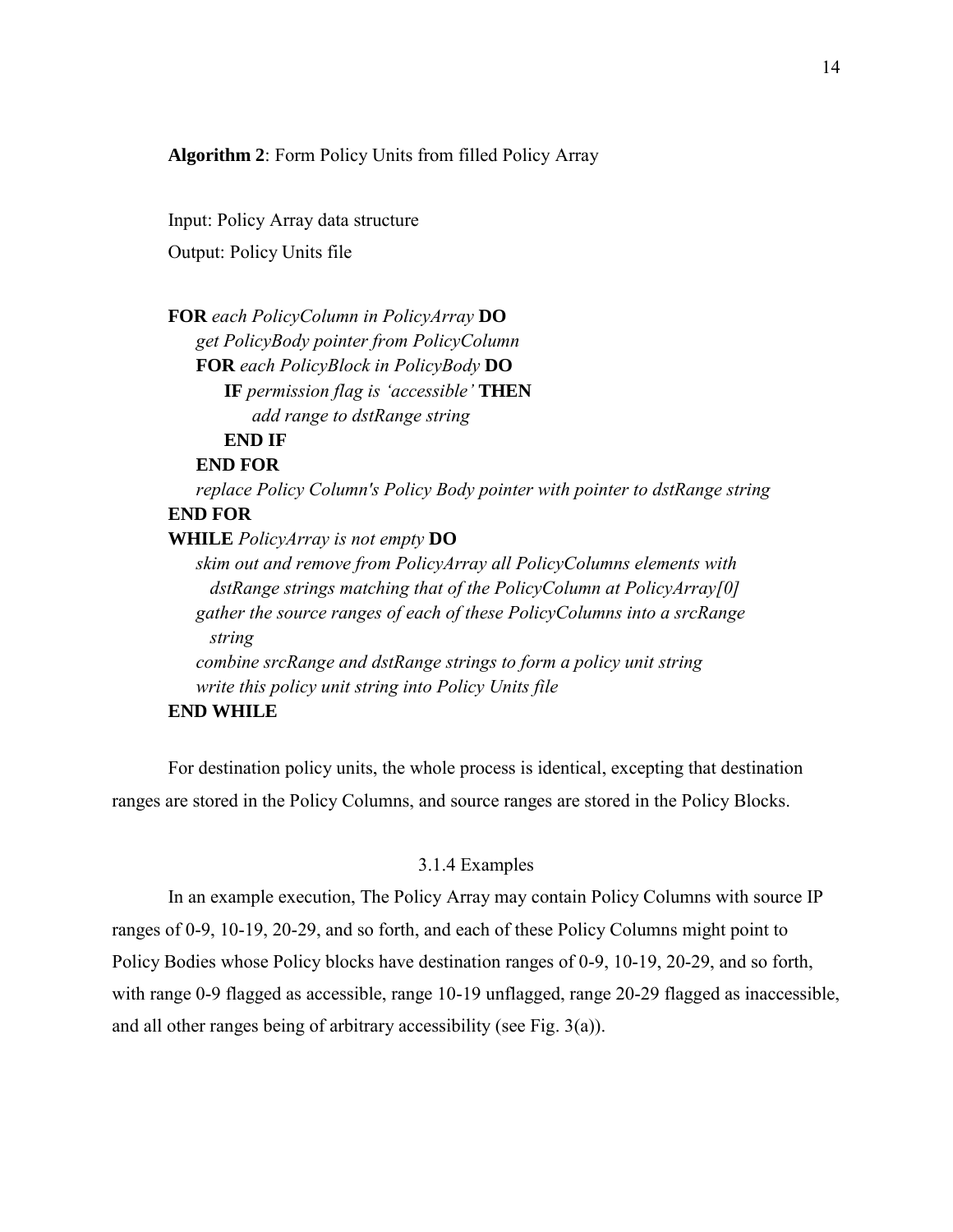**Algorithm 2**: Form Policy Units from filled Policy Array

Input: Policy Array data structure

Output: Policy Units file

```
FOR each PolicyColumn in PolicyArray DO
    get PolicyBody pointer from PolicyColumn
    FOR each PolicyBlock in PolicyBody DO
        IF permission flag is 'accessible' THEN
            add range to dstRange string
        END IF
    END FOR
    replace Policy Column's Policy Body pointer with pointer to dstRange string
END FOR
WHILE PolicyArray is not empty DO
    skim out and remove from PolicyArray all PolicyColumns elements with
      dstRange strings matching that of the PolicyColumn at PolicyArray[0]
    gather the source ranges of each of these PolicyColumns into a srcRange
      string
    combine srcRange and dstRange strings to form a policy unit string
    write this policy unit string into Policy Units file
END WHILE
```

For destination policy units, the whole process is identical, excepting that destination ranges are stored in the Policy Columns, and source ranges are stored in the Policy Blocks.

### 3.1.4 Examples

In an example execution, The Policy Array may contain Policy Columns with source IP ranges of 0-9, 10-19, 20-29, and so forth, and each of these Policy Columns might point to Policy Bodies whose Policy blocks have destination ranges of 0-9, 10-19, 20-29, and so forth, with range 0-9 flagged as accessible, range 10-19 unflagged, range 20-29 flagged as inaccessible, and all other ranges being of arbitrary accessibility (see Fig. 3(a)).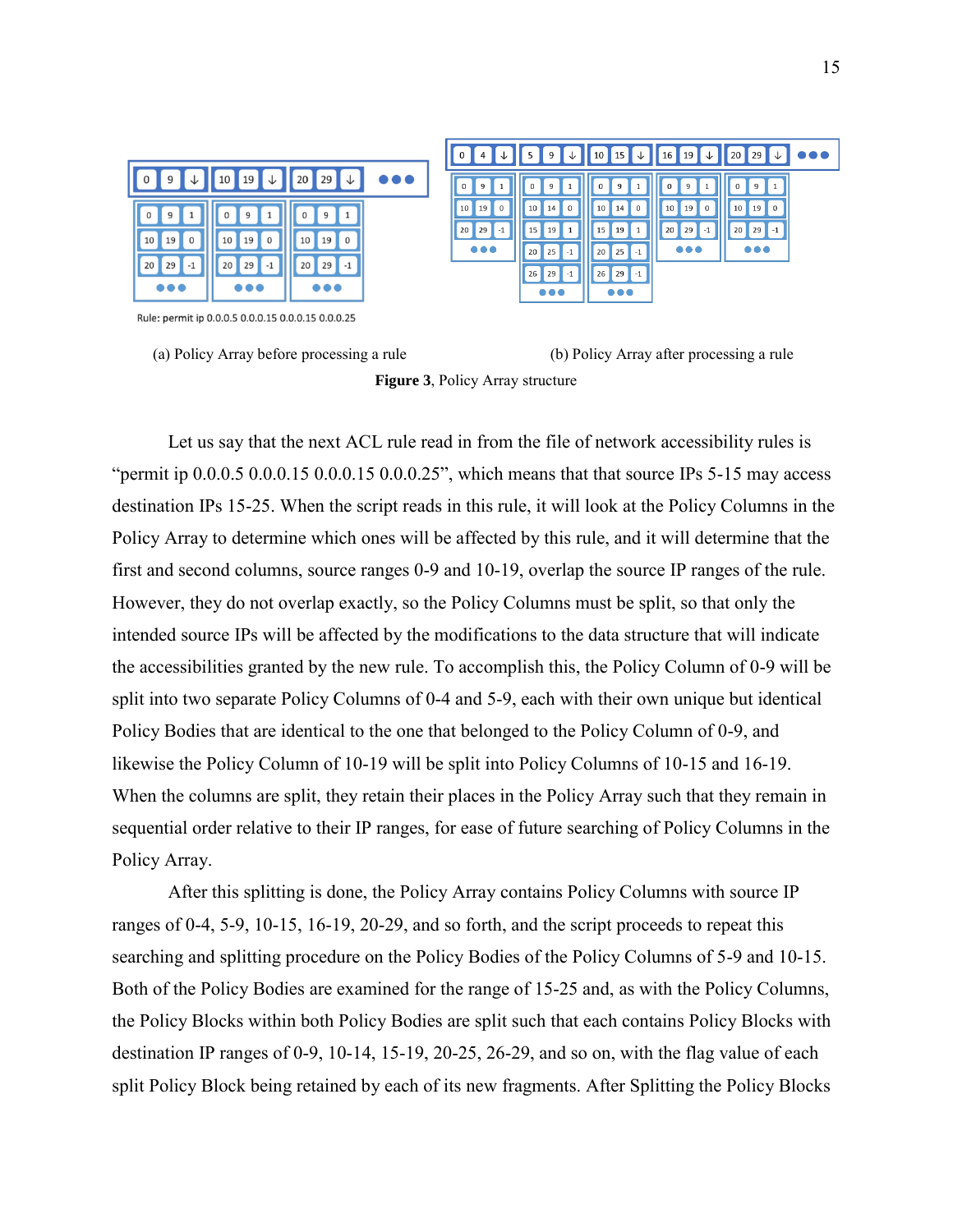Rule: permit ip 0.0.0.5 0.0.0.15 0.0.0.15 0.0.0.25

(a) Policy Array before processing a rule

(b) Policy Array after processing a rule

**Figure 3**, Policy Array structure

Let us say that the next ACL rule read in from the file of network accessibility rules is "permit ip 0.0.0.5 0.0.0.15 0.0.0.15 0.0.0.25", which means that that source IPs 5-15 may access destination IPs 15-25. When the script reads in this rule, it will look at the Policy Columns in the Policy Array to determine which ones will be affected by this rule, and it will determine that the first and second columns, source ranges 0-9 and 10-19, overlap the source IP ranges of the rule. However, they do not overlap exactly, so the Policy Columns must be split, so that only the intended source IPs will be affected by the modifications to the data structure that will indicate the accessibilities granted by the new rule. To accomplish this, the Policy Column of 0-9 will be split into two separate Policy Columns of 0-4 and 5-9, each with their own unique but identical Policy Bodies that are identical to the one that belonged to the Policy Column of 0-9, and likewise the Policy Column of 10-19 will be split into Policy Columns of 10-15 and 16-19. When the columns are split, they retain their places in the Policy Array such that they remain in sequential order relative to their IP ranges, for ease of future searching of Policy Columns in the Policy Array.

After this splitting is done, the Policy Array contains Policy Columns with source IP ranges of 0-4, 5-9, 10-15, 16-19, 20-29, and so forth, and the script proceeds to repeat this searching and splitting procedure on the Policy Bodies of the Policy Columns of 5-9 and 10-15. Both of the Policy Bodies are examined for the range of 15-25 and, as with the Policy Columns, the Policy Blocks within both Policy Bodies are split such that each contains Policy Blocks with destination IP ranges of 0-9, 10-14, 15-19, 20-25, 26-29, and so on, with the flag value of each split Policy Block being retained by each of its new fragments. After Splitting the Policy Blocks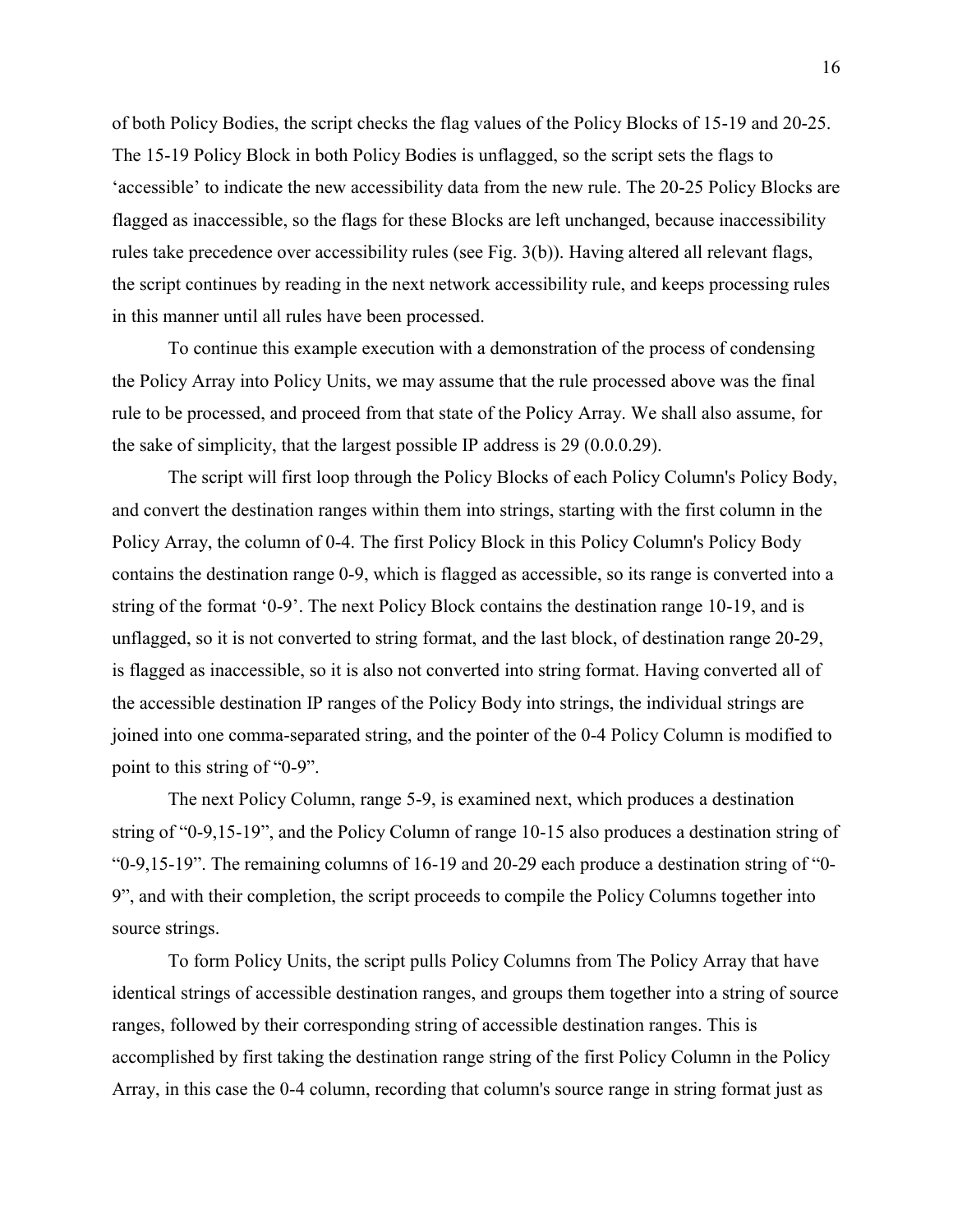of both Policy Bodies, the script checks the flag values of the Policy Blocks of 15-19 and 20-25. The 15-19 Policy Block in both Policy Bodies is unflagged, so the script sets the flags to 'accessible' to indicate the new accessibility data from the new rule. The 20-25 Policy Blocks are flagged as inaccessible, so the flags for these Blocks are left unchanged, because inaccessibility rules take precedence over accessibility rules (see Fig. 3(b)). Having altered all relevant flags, the script continues by reading in the next network accessibility rule, and keeps processing rules in this manner until all rules have been processed.

To continue this example execution with a demonstration of the process of condensing the Policy Array into Policy Units, we may assume that the rule processed above was the final rule to be processed, and proceed from that state of the Policy Array. We shall also assume, for the sake of simplicity, that the largest possible IP address is 29 (0.0.0.29).

The script will first loop through the Policy Blocks of each Policy Column's Policy Body, and convert the destination ranges within them into strings, starting with the first column in the Policy Array, the column of 0-4. The first Policy Block in this Policy Column's Policy Body contains the destination range 0-9, which is flagged as accessible, so its range is converted into a string of the format '0-9'. The next Policy Block contains the destination range 10-19, and is unflagged, so it is not converted to string format, and the last block, of destination range 20-29, is flagged as inaccessible, so it is also not converted into string format. Having converted all of the accessible destination IP ranges of the Policy Body into strings, the individual strings are joined into one comma-separated string, and the pointer of the 0-4 Policy Column is modified to point to this string of "0-9".

The next Policy Column, range 5-9, is examined next, which produces a destination string of "0-9,15-19", and the Policy Column of range 10-15 also produces a destination string of "0-9,15-19". The remaining columns of 16-19 and 20-29 each produce a destination string of "0-9", and with their completion, the script proceeds to compile the Policy Columns together into source strings.

To form Policy Units, the script pulls Policy Columns from The Policy Array that have identical strings of accessible destination ranges, and groups them together into a string of source ranges, followed by their corresponding string of accessible destination ranges. This is accomplished by first taking the destination range string of the first Policy Column in the Policy Array, in this case the 0-4 column, recording that column's source range in string format just as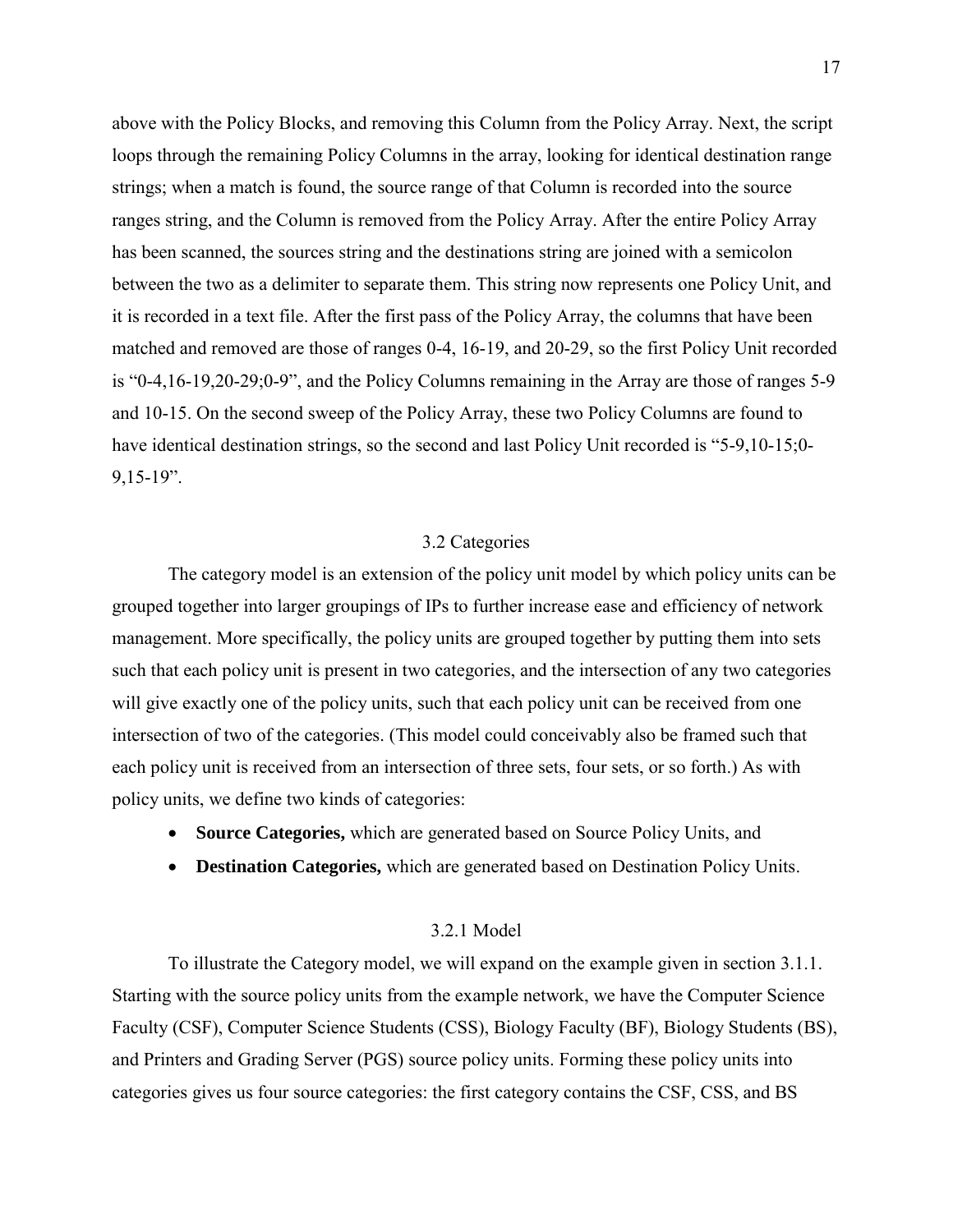above with the Policy Blocks, and removing this Column from the Policy Array. Next, the script loops through the remaining Policy Columns in the array, looking for identical destination range strings; when a match is found, the source range of that Column is recorded into the source ranges string, and the Column is removed from the Policy Array. After the entire Policy Array has been scanned, the sources string and the destinations string are joined with a semicolon between the two as a delimiter to separate them. This string now represents one Policy Unit, and it is recorded in a text file. After the first pass of the Policy Array, the columns that have been matched and removed are those of ranges 0-4, 16-19, and 20-29, so the first Policy Unit recorded is "0-4,16-19,20-29;0-9", and the Policy Columns remaining in the Array are those of ranges 5-9 and 10-15. On the second sweep of the Policy Array, these two Policy Columns are found to have identical destination strings, so the second and last Policy Unit recorded is "5-9,10-15;0-9,15-19".

## 3.2 Categories

The category model is an extension of the policy unit model by which policy units can be grouped together into larger groupings of IPs to further increase ease and efficiency of network management. More specifically, the policy units are grouped together by putting them into sets such that each policy unit is present in two categories, and the intersection of any two categories will give exactly one of the policy units, such that each policy unit can be received from one intersection of two of the categories. (This model could conceivably also be framed such that each policy unit is received from an intersection of three sets, four sets, or so forth.) As with policy units, we define two kinds of categories:

- **Source Categories,** which are generated based on Source Policy Units, and
- **Destination Categories,** which are generated based on Destination Policy Units.

### 3.2.1 Model

To illustrate the Category model, we will expand on the example given in section 3.1.1. Starting with the source policy units from the example network, we have the Computer Science Faculty (CSF), Computer Science Students (CSS), Biology Faculty (BF), Biology Students (BS), and Printers and Grading Server (PGS) source policy units. Forming these policy units into categories gives us four source categories: the first category contains the CSF, CSS, and BS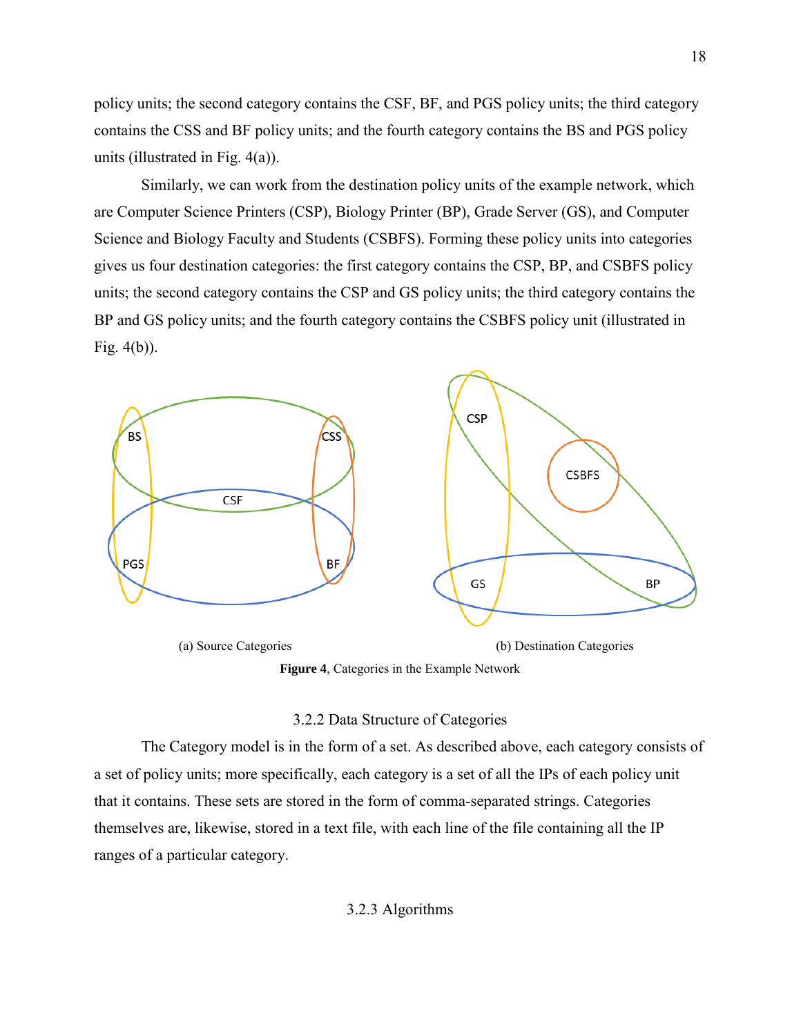policy units; the second category contains the CSF, BF, and PGS policy units; the third category contains the CSS and BF policy units; and the fourth category contains the BS and PGS policy units (illustrated in Fig. 4(a)).

Similarly, we can work from the destination policy units of the example network, which are Computer Science Printers (CSP), Biology Printer (BP), Grade Server (GS), and Computer Science and Biology Faculty and Students (CSBFS). Forming these policy units into categories gives us four destination categories: the first category contains the CSP, BP, and CSBFS policy units; the second category contains the CSP and GS policy units; the third category contains the BP and GS policy units; and the fourth category contains the CSBFS policy unit (illustrated in Fig. 4(b)).

(a) Source Categories

(b) Destination Categories

**Figure 4**, Categories in the Example Network

### 3.2.2 Data Structure of Categories

The Category model is in the form of a set. As described above, each category consists of a set of policy units; more specifically, each category is a set of all the IPs of each policy unit that it contains. These sets are stored in the form of comma-separated strings. Categories themselves are, likewise, stored in a text file, with each line of the file containing all the IP ranges of a particular category.

### 3.2.3 Algorithms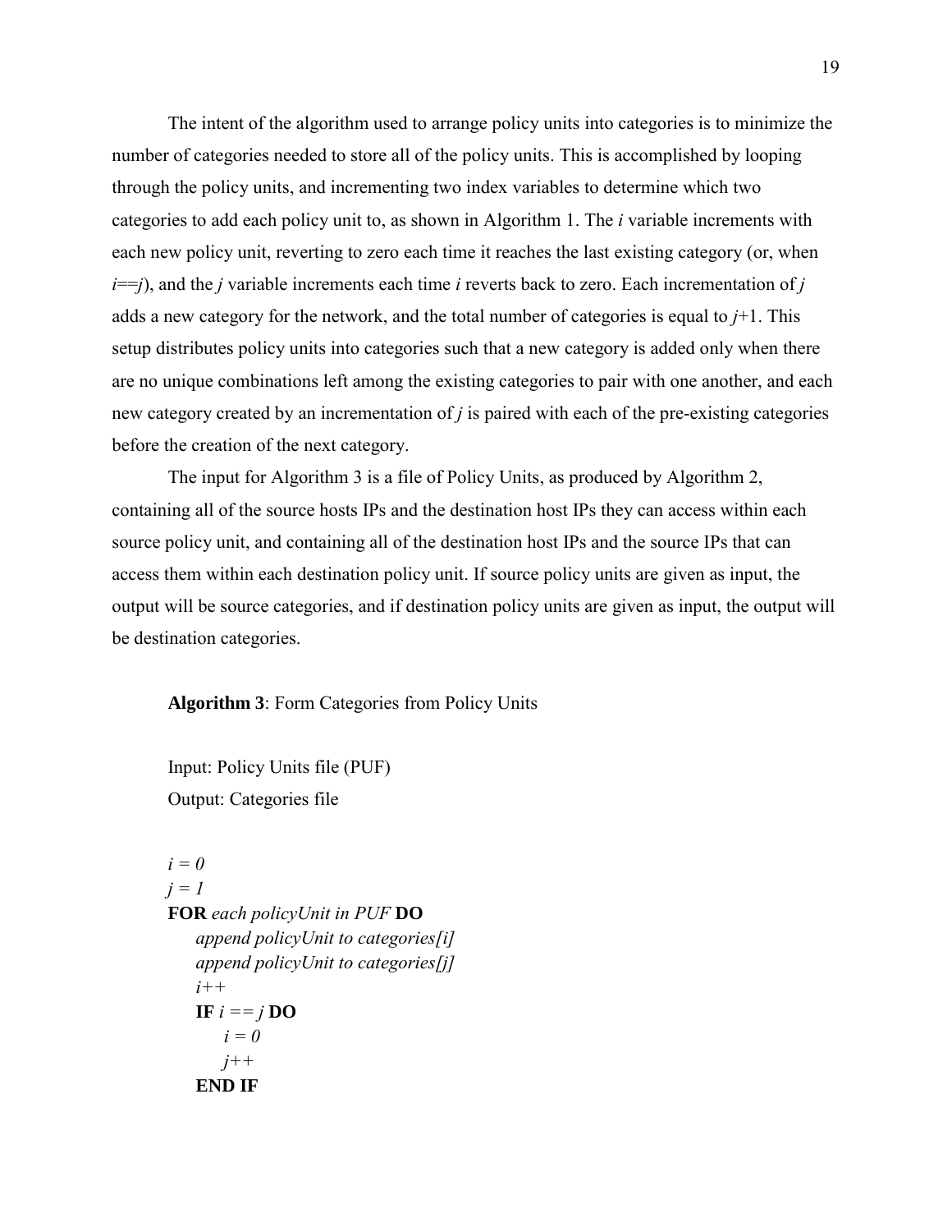The intent of the algorithm used to arrange policy units into categories is to minimize the number of categories needed to store all of the policy units. This is accomplished by looping through the policy units, and incrementing two index variables to determine which two categories to add each policy unit to, as shown in Algorithm 1. The *i* variable increments with each new policy unit, reverting to zero each time it reaches the last existing category (or, when *i*==*j*), and the *j* variable increments each time *i* reverts back to zero. Each incrementation of *j* adds a new category for the network, and the total number of categories is equal to *j*+1. This setup distributes policy units into categories such that a new category is added only when there are no unique combinations left among the existing categories to pair with one another, and each new category created by an incrementation of *j* is paired with each of the pre-existing categories before the creation of the next category.

The input for Algorithm 3 is a file of Policy Units, as produced by Algorithm 2, containing all of the source hosts IPs and the destination host IPs they can access within each source policy unit, and containing all of the destination host IPs and the source IPs that can access them within each destination policy unit. If source policy units are given as input, the output will be source categories, and if destination policy units are given as input, the output will be destination categories.

**Algorithm 3**: Form Categories from Policy Units

Input: Policy Units file (PUF)
Output: Categories file

```
i = 0
j = 1
FOR each policyUnit in PUF DO
    append policyUnit to categories[i]
    append policyUnit to categories[j]
    i++
    IF i == j DO
        i = 0
        j++
    END IF
```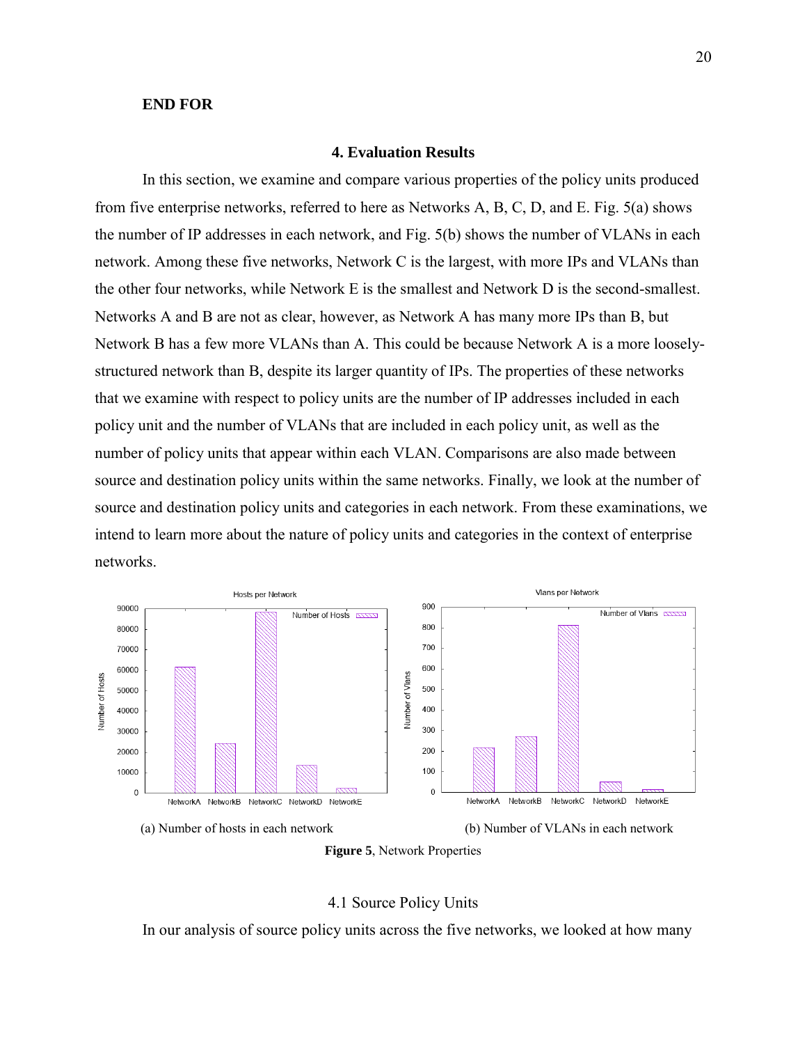**END FOR**

## 4. Evaluation Results

In this section, we examine and compare various properties of the policy units produced from five enterprise networks, referred to here as Networks A, B, C, D, and E. Fig. 5(a) shows the number of IP addresses in each network, and Fig. 5(b) shows the number of VLANs in each network. Among these five networks, Network C is the largest, with more IPs and VLANs than the other four networks, while Network E is the smallest and Network D is the second-smallest. Networks A and B are not as clear, however, as Network A has many more IPs than B, but Network B has a few more VLANs than A. This could be because Network A is a more loosely-structured network than B, despite its larger quantity of IPs. The properties of these networks that we examine with respect to policy units are the number of IP addresses included in each policy unit and the number of VLANs that are included in each policy unit, as well as the number of policy units that appear within each VLAN. Comparisons are also made between source and destination policy units within the same networks. Finally, we look at the number of source and destination policy units and categories in each network. From these examinations, we intend to learn more about the nature of policy units and categories in the context of enterprise networks.

(a) Number of hosts in each network

(b) Number of VLANs in each network

**Figure 5**, Network Properties

### 4.1 Source Policy Units

In our analysis of source policy units across the five networks, we looked at how many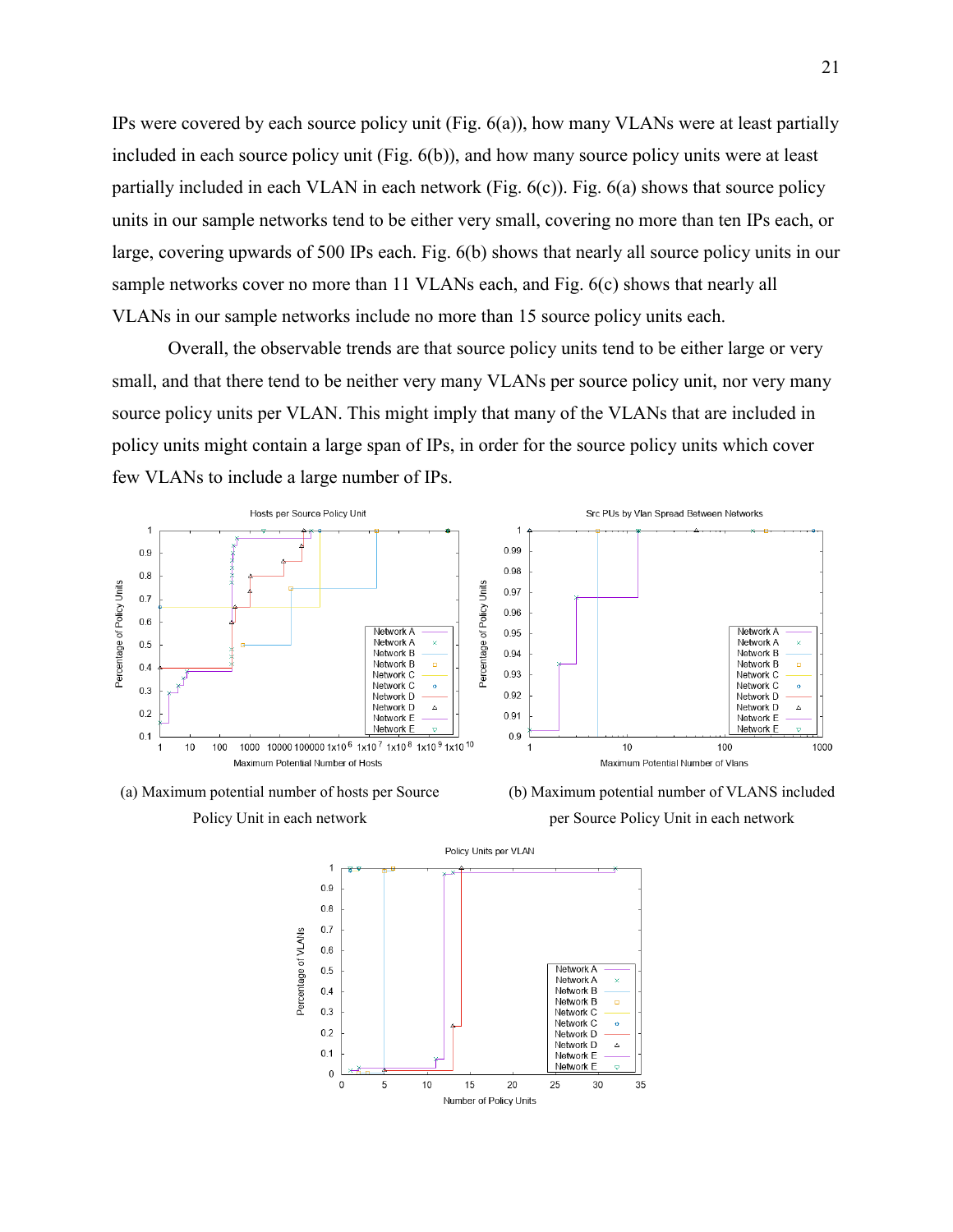IPs were covered by each source policy unit (Fig. 6(a)), how many VLANs were at least partially included in each source policy unit (Fig. 6(b)), and how many source policy units were at least partially included in each VLAN in each network (Fig. 6(c)). Fig. 6(a) shows that source policy units in our sample networks tend to be either very small, covering no more than ten IPs each, or large, covering upwards of 500 IPs each. Fig. 6(b) shows that nearly all source policy units in our sample networks cover no more than 11 VLANs each, and Fig. 6(c) shows that nearly all VLANs in our sample networks include no more than 15 source policy units each.

Overall, the observable trends are that source policy units tend to be either large or very small, and that there tend to be neither very many VLANs per source policy unit, nor very many source policy units per VLAN. This might imply that many of the VLANs that are included in policy units might contain a large span of IPs, in order for the source policy units which cover few VLANs to include a large number of IPs.

(a) Maximum potential number of hosts per Source Policy Unit in each network

(b) Maximum potential number of VLANS included per Source Policy Unit in each network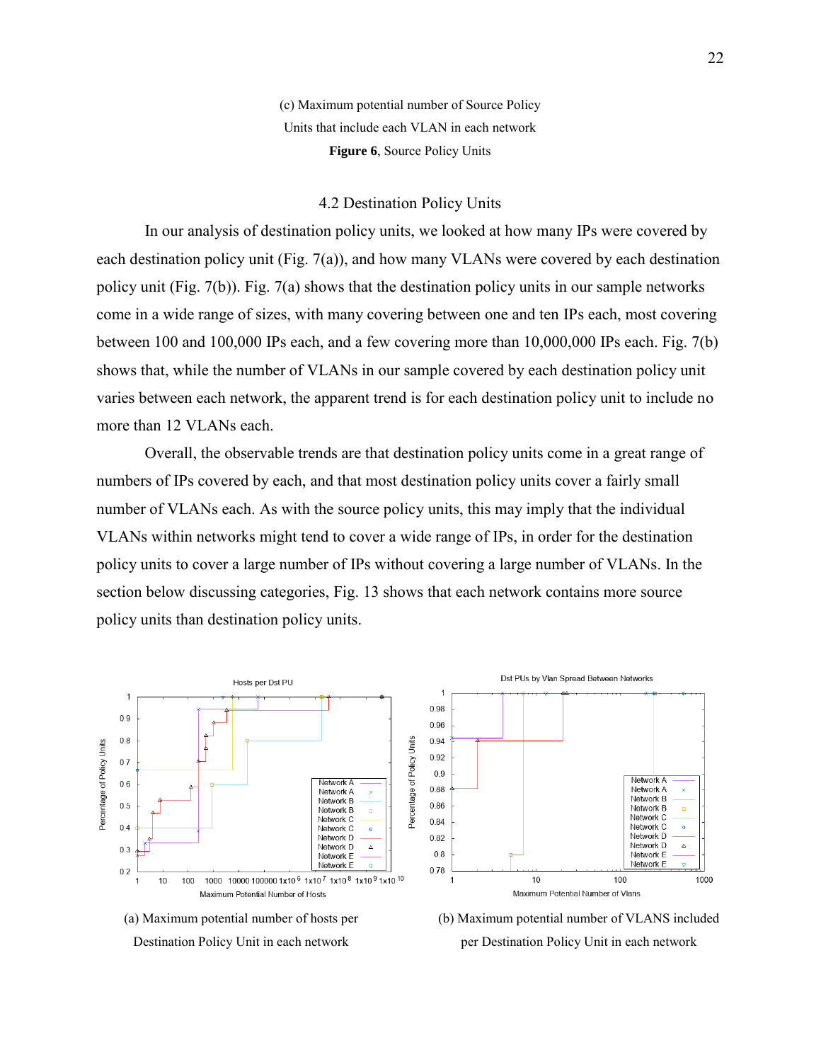(c) Maximum potential number of Source Policy Units that include each VLAN in each network

**Figure 6**, Source Policy Units

## 4.2 Destination Policy Units

In our analysis of destination policy units, we looked at how many IPs were covered by each destination policy unit (Fig. 7(a)), and how many VLANs were covered by each destination policy unit (Fig. 7(b)). Fig. 7(a) shows that the destination policy units in our sample networks come in a wide range of sizes, with many covering between one and ten IPs each, most covering between 100 and 100,000 IPs each, and a few covering more than 10,000,000 IPs each. Fig. 7(b) shows that, while the number of VLANs in our sample covered by each destination policy unit varies between each network, the apparent trend is for each destination policy unit to include no more than 12 VLANs each.

Overall, the observable trends are that destination policy units come in a great range of numbers of IPs covered by each, and that most destination policy units cover a fairly small number of VLANs each. As with the source policy units, this may imply that the individual VLANs within networks might tend to cover a wide range of IPs, in order for the destination policy units to cover a large number of IPs without covering a large number of VLANs. In the section below discussing categories, Fig. 13 shows that each network contains more source policy units than destination policy units.

(a) Maximum potential number of hosts per Destination Policy Unit in each network

(b) Maximum potential number of VLANS included per Destination Policy Unit in each network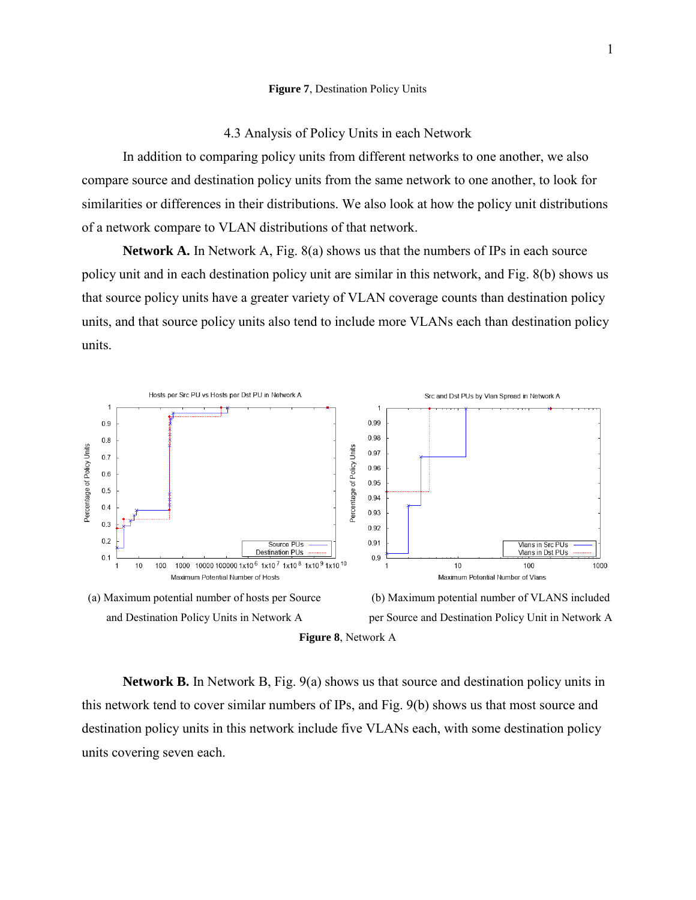**Figure 7**, Destination Policy Units

### 4.3 Analysis of Policy Units in each Network

In addition to comparing policy units from different networks to one another, we also compare source and destination policy units from the same network to one another, to look for similarities or differences in their distributions. We also look at how the policy unit distributions of a network compare to VLAN distributions of that network.

**Network A.** In Network A, Fig. 8(a) shows us that the numbers of IPs in each source policy unit and in each destination policy unit are similar in this network, and Fig. 8(b) shows us that source policy units have a greater variety of VLAN coverage counts than destination policy units, and that source policy units also tend to include more VLANs each than destination policy units.

(a) Maximum potential number of hosts per Source and Destination Policy Units in Network A

(b) Maximum potential number of VLANS included per Source and Destination Policy Unit in Network A

**Figure 8**, Network A

**Network B.** In Network B, Fig. 9(a) shows us that source and destination policy units in this network tend to cover similar numbers of IPs, and Fig. 9(b) shows us that most source and destination policy units in this network include five VLANs each, with some destination policy units covering seven each.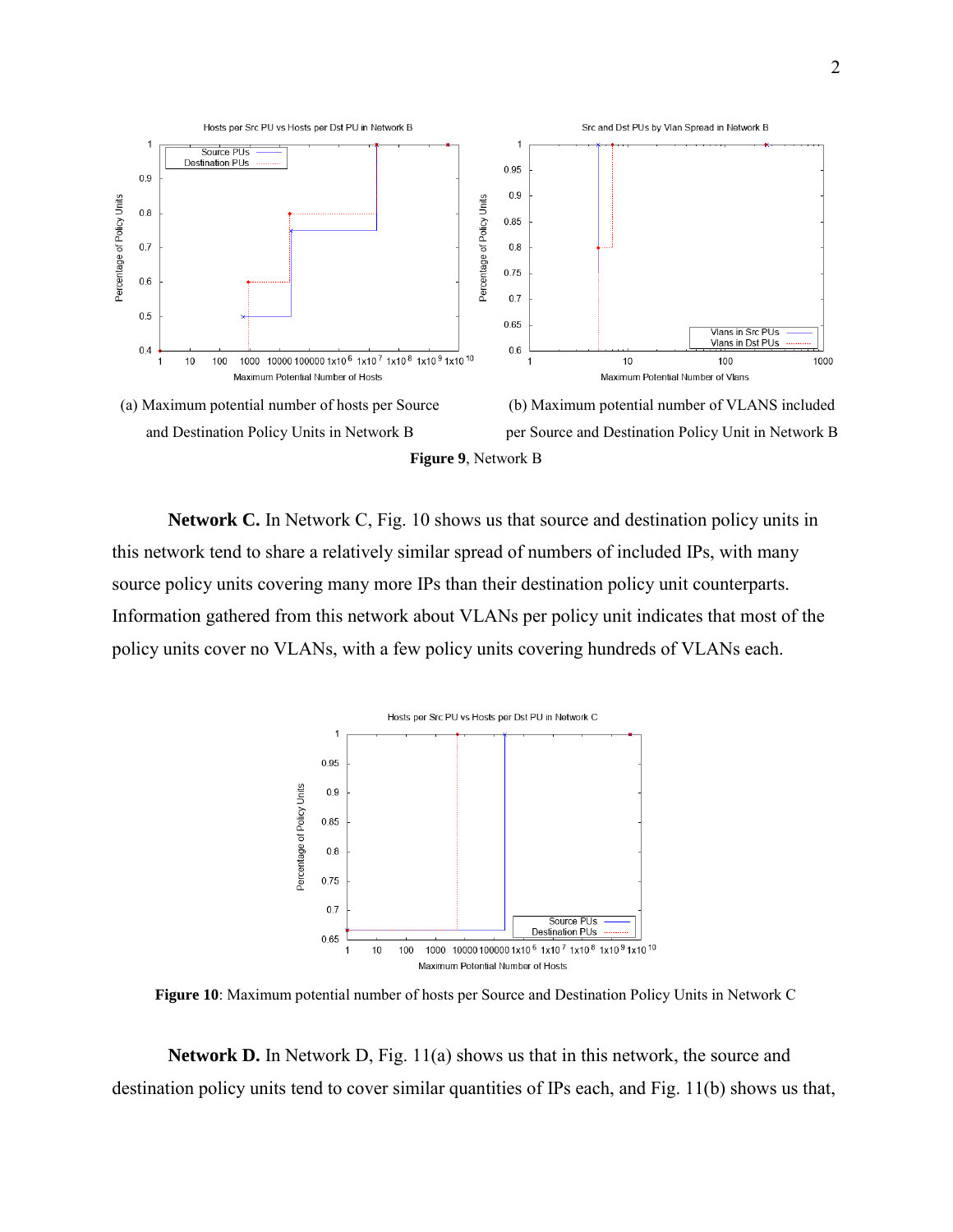(a) Maximum potential number of hosts per Source and Destination Policy Units in Network B

(b) Maximum potential number of VLANS included per Source and Destination Policy Unit in Network B

**Figure 9**, Network B

**Network C.** In Network C, Fig. 10 shows us that source and destination policy units in this network tend to share a relatively similar spread of numbers of included IPs, with many source policy units covering many more IPs than their destination policy unit counterparts. Information gathered from this network about VLANs per policy unit indicates that most of the policy units cover no VLANs, with a few policy units covering hundreds of VLANs each.

**Figure 10**: Maximum potential number of hosts per Source and Destination Policy Units in Network C

**Network D.** In Network D, Fig. 11(a) shows us that in this network, the source and destination policy units tend to cover similar quantities of IPs each, and Fig. 11(b) shows us that,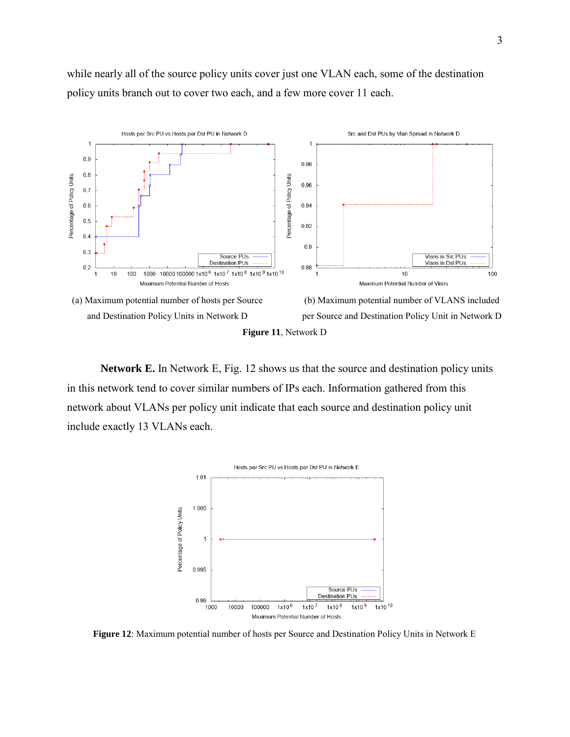while nearly all of the source policy units cover just one VLAN each, some of the destination policy units branch out to cover two each, and a few more cover 11 each.

(a) Maximum potential number of hosts per Source and Destination Policy Units in Network D

(b) Maximum potential number of VLANS included per Source and Destination Policy Unit in Network D

**Figure 11**, Network D

**Network E.** In Network E, Fig. 12 shows us that the source and destination policy units in this network tend to cover similar numbers of IPs each. Information gathered from this network about VLANs per policy unit indicate that each source and destination policy unit include exactly 13 VLANs each.

**Figure 12**: Maximum potential number of hosts per Source and Destination Policy Units in Network E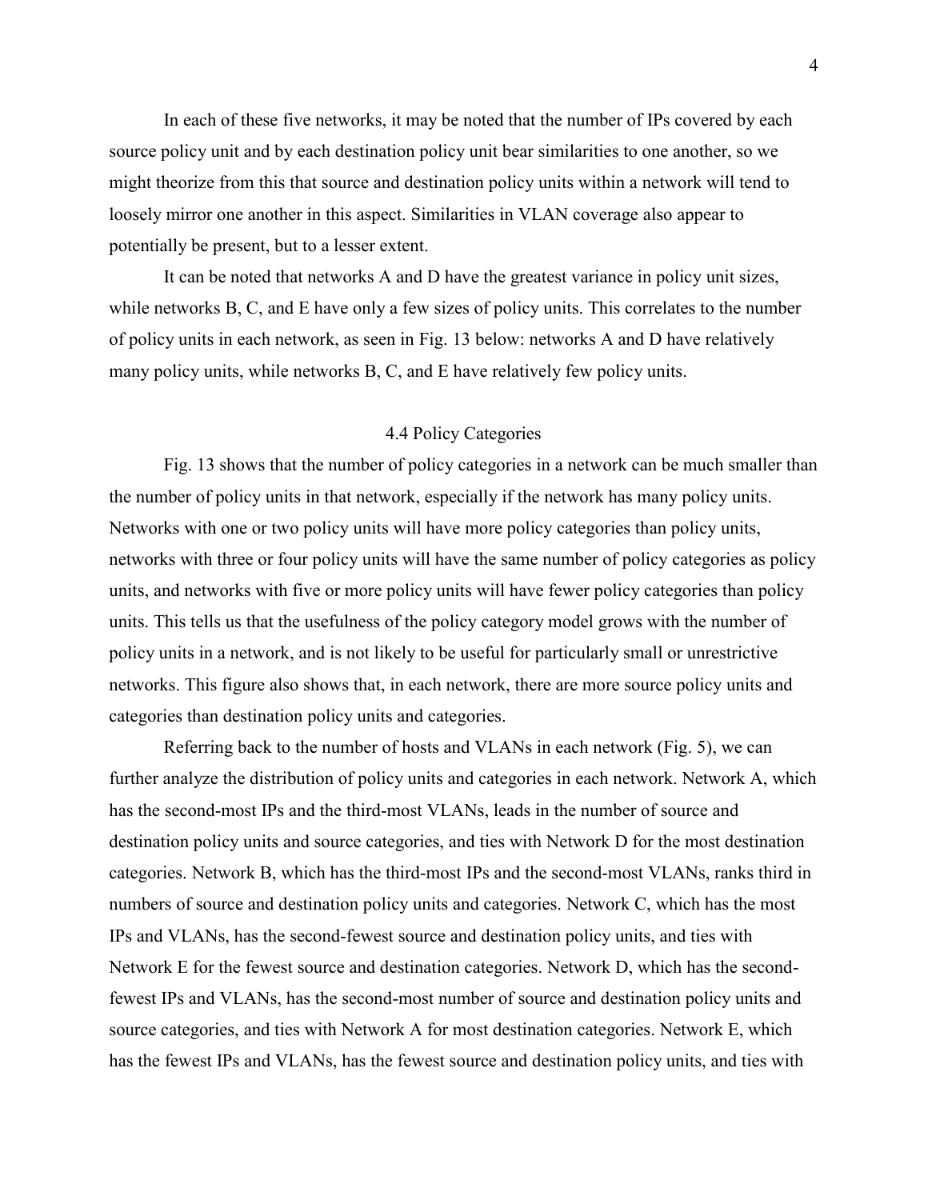In each of these five networks, it may be noted that the number of IPs covered by each source policy unit and by each destination policy unit bear similarities to one another, so we might theorize from this that source and destination policy units within a network will tend to loosely mirror one another in this aspect. Similarities in VLAN coverage also appear to potentially be present, but to a lesser extent.

It can be noted that networks A and D have the greatest variance in policy unit sizes, while networks B, C, and E have only a few sizes of policy units. This correlates to the number of policy units in each network, as seen in Fig. 13 below: networks A and D have relatively many policy units, while networks B, C, and E have relatively few policy units.

### 4.4 Policy Categories

Fig. 13 shows that the number of policy categories in a network can be much smaller than the number of policy units in that network, especially if the network has many policy units. Networks with one or two policy units will have more policy categories than policy units, networks with three or four policy units will have the same number of policy categories as policy units, and networks with five or more policy units will have fewer policy categories than policy units. This tells us that the usefulness of the policy category model grows with the number of policy units in a network, and is not likely to be useful for particularly small or unrestrictive networks. This figure also shows that, in each network, there are more source policy units and categories than destination policy units and categories.

Referring back to the number of hosts and VLANs in each network (Fig. 5), we can further analyze the distribution of policy units and categories in each network. Network A, which has the second-most IPs and the third-most VLANs, leads in the number of source and destination policy units and source categories, and ties with Network D for the most destination categories. Network B, which has the third-most IPs and the second-most VLANs, ranks third in numbers of source and destination policy units and categories. Network C, which has the most IPs and VLANs, has the second-fewest source and destination policy units, and ties with Network E for the fewest source and destination categories. Network D, which has the second-fewest IPs and VLANs, has the second-most number of source and destination policy units and source categories, and ties with Network A for most destination categories. Network E, which has the fewest IPs and VLANs, has the fewest source and destination policy units, and ties with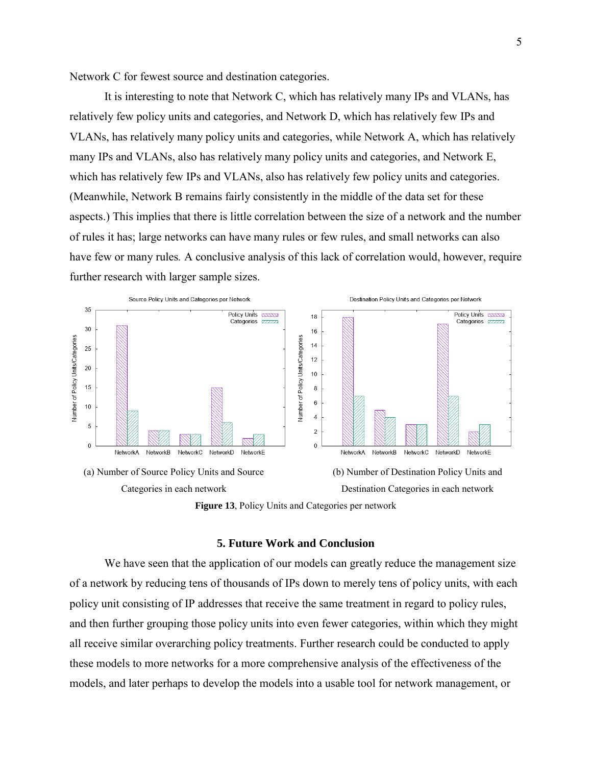Network C for fewest source and destination categories.

It is interesting to note that Network C, which has relatively many IPs and VLANs, has relatively few policy units and categories, and Network D, which has relatively few IPs and VLANs, has relatively many policy units and categories, while Network A, which has relatively many IPs and VLANs, also has relatively many policy units and categories, and Network E, which has relatively few IPs and VLANs, also has relatively few policy units and categories. (Meanwhile, Network B remains fairly consistently in the middle of the data set for these aspects.) This implies that there is little correlation between the size of a network and the number of rules it has; large networks can have many rules or few rules, and small networks can also have few or many rules. A conclusive analysis of this lack of correlation would, however, require further research with larger sample sizes.

(a) Number of Source Policy Units and Source Categories in each network

(b) Number of Destination Policy Units and Destination Categories in each network

**Figure 13**, Policy Units and Categories per network

## 5. Future Work and Conclusion

We have seen that the application of our models can greatly reduce the management size of a network by reducing tens of thousands of IPs down to merely tens of policy units, with each policy unit consisting of IP addresses that receive the same treatment in regard to policy rules, and then further grouping those policy units into even fewer categories, within which they might all receive similar overarching policy treatments. Further research could be conducted to apply these models to more networks for a more comprehensive analysis of the effectiveness of the models, and later perhaps to develop the models into a usable tool for network management, or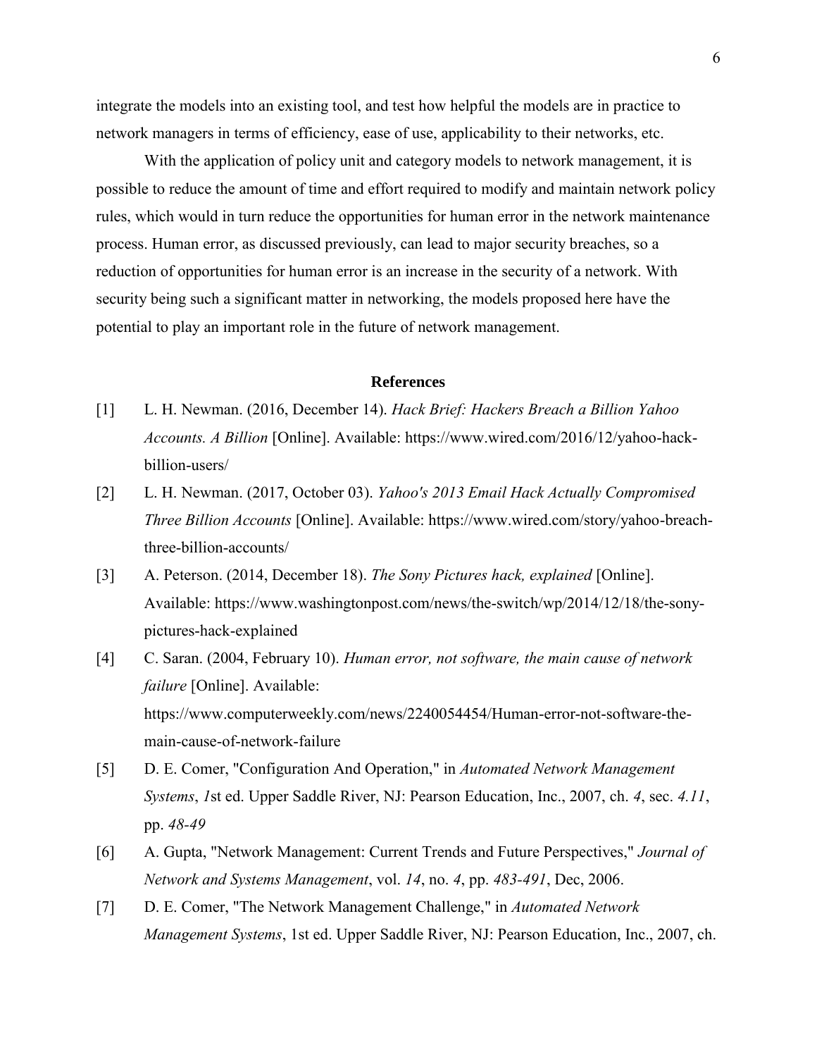integrate the models into an existing tool, and test how helpful the models are in practice to network managers in terms of efficiency, ease of use, applicability to their networks, etc.

With the application of policy unit and category models to network management, it is possible to reduce the amount of time and effort required to modify and maintain network policy rules, which would in turn reduce the opportunities for human error in the network maintenance process. Human error, as discussed previously, can lead to major security breaches, so a reduction of opportunities for human error is an increase in the security of a network. With security being such a significant matter in networking, the models proposed here have the potential to play an important role in the future of network management.

## References

[1] L. H. Newman. (2016, December 14). *Hack Brief: Hackers Breach a Billion Yahoo Accounts. A Billion* [Online]. Available: https://www.wired.com/2016/12/yahoo-hack-billion-users/

[2] L. H. Newman. (2017, October 03). *Yahoo's 2013 Email Hack Actually Compromised Three Billion Accounts* [Online]. Available: https://www.wired.com/story/yahoo-breach-three-billion-accounts/

[3] A. Peterson. (2014, December 18). *The Sony Pictures hack, explained* [Online]. Available: https://www.washingtonpost.com/news/the-switch/wp/2014/12/18/the-sony-pictures-hack-explained

[4] C. Saran. (2004, February 10). *Human error, not software, the main cause of network failure* [Online]. Available: https://www.computerweekly.com/news/2240054454/Human-error-not-software-the-main-cause-of-network-failure

[5] D. E. Comer, "Configuration And Operation," in *Automated Network Management Systems*, *1*st ed. Upper Saddle River, NJ: Pearson Education, Inc., 2007, ch. *4*, sec. *4.11*, pp. *48-49*

[6] A. Gupta, "Network Management: Current Trends and Future Perspectives," *Journal of Network and Systems Management*, vol. *14*, no. *4*, pp. *483-491*, Dec, 2006.

[7] D. E. Comer, "The Network Management Challenge," in *Automated Network Management Systems*, 1st ed. Upper Saddle River, NJ: Pearson Education, Inc., 2007, ch.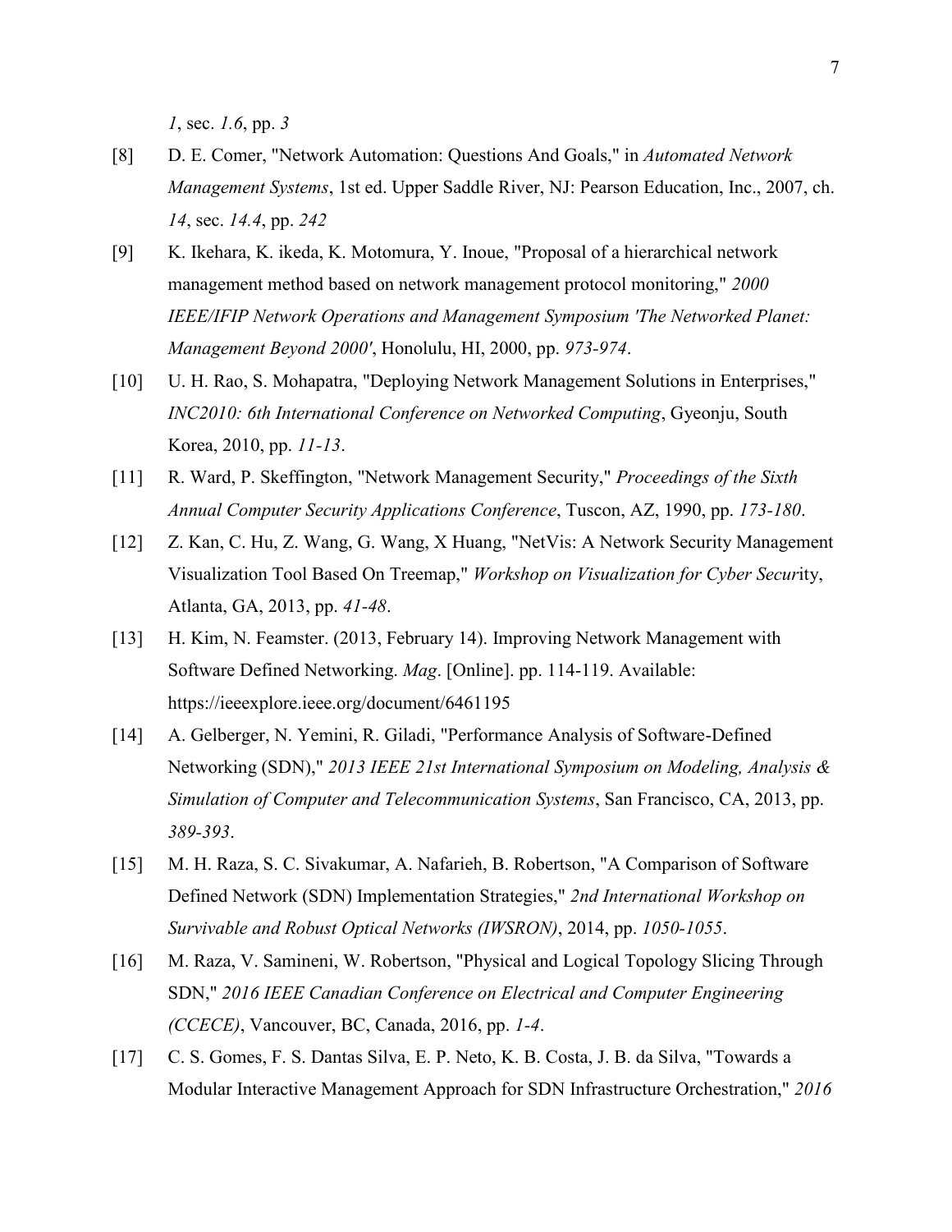*1*, sec. *1.6*, pp. *3*

[8] D. E. Comer, "Network Automation: Questions And Goals," in *Automated Network Management Systems*, 1st ed. Upper Saddle River, NJ: Pearson Education, Inc., 2007, ch. *14*, sec. *14.4*, pp. *242*

[9] K. Ikehara, K. ikeda, K. Motomura, Y. Inoue, "Proposal of a hierarchical network management method based on network management protocol monitoring," *2000 IEEE/IFIP Network Operations and Management Symposium 'The Networked Planet: Management Beyond 2000'*, Honolulu, HI, 2000, pp. *973-974*.

[10] U. H. Rao, S. Mohapatra, "Deploying Network Management Solutions in Enterprises," *INC2010: 6th International Conference on Networked Computing*, Gyeonju, South Korea, 2010, pp. *11-13*.

[11] R. Ward, P. Skeffington, "Network Management Security," *Proceedings of the Sixth Annual Computer Security Applications Conference*, Tuscon, AZ, 1990, pp. *173-180*.

[12] Z. Kan, C. Hu, Z. Wang, G. Wang, X Huang, "NetVis: A Network Security Management Visualization Tool Based On Treemap," *Workshop on Visualization for Cyber Secur*ity, Atlanta, GA, 2013, pp. *41-48*.

[13] H. Kim, N. Feamster. (2013, February 14). Improving Network Management with Software Defined Networking. *Mag*. [Online]. pp. 114-119. Available: https://ieeexplore.ieee.org/document/6461195

[14] A. Gelberger, N. Yemini, R. Giladi, "Performance Analysis of Software-Defined Networking (SDN)," *2013 IEEE 21st International Symposium on Modeling, Analysis & Simulation of Computer and Telecommunication Systems*, San Francisco, CA, 2013, pp. *389-393*.

[15] M. H. Raza, S. C. Sivakumar, A. Nafarieh, B. Robertson, "A Comparison of Software Defined Network (SDN) Implementation Strategies," *2nd International Workshop on Survivable and Robust Optical Networks (IWSRON)*, 2014, pp. *1050-1055*.

[16] M. Raza, V. Samineni, W. Robertson, "Physical and Logical Topology Slicing Through SDN," *2016 IEEE Canadian Conference on Electrical and Computer Engineering (CCECE)*, Vancouver, BC, Canada, 2016, pp. *1-4*.

[17] C. S. Gomes, F. S. Dantas Silva, E. P. Neto, K. B. Costa, J. B. da Silva, "Towards a Modular Interactive Management Approach for SDN Infrastructure Orchestration," *2016*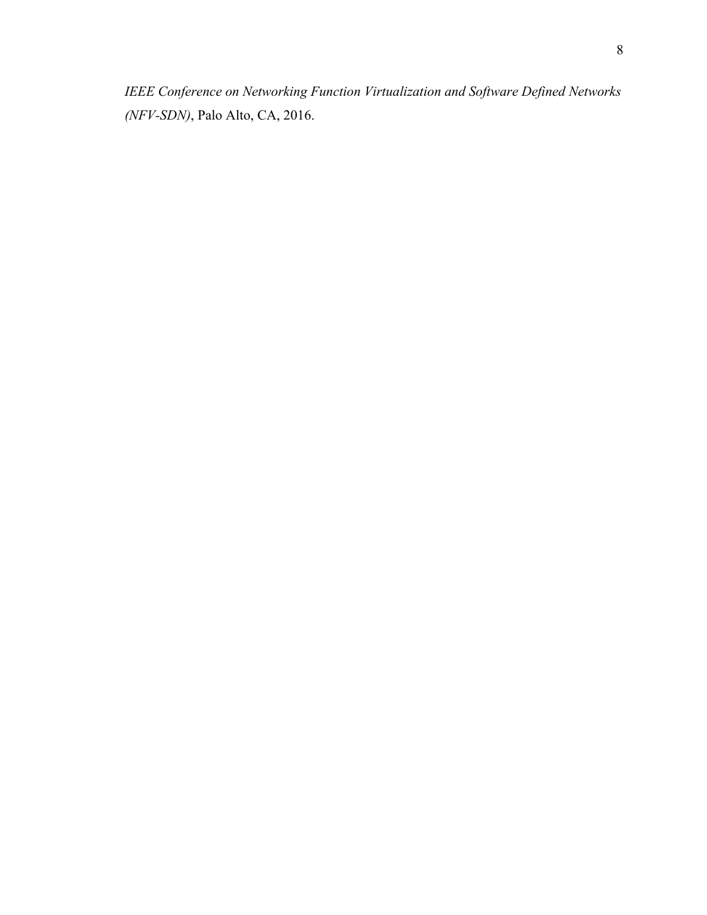*IEEE Conference on Networking Function Virtualization and Software Defined Networks (NFV-SDN)*, Palo Alto, CA, 2016.